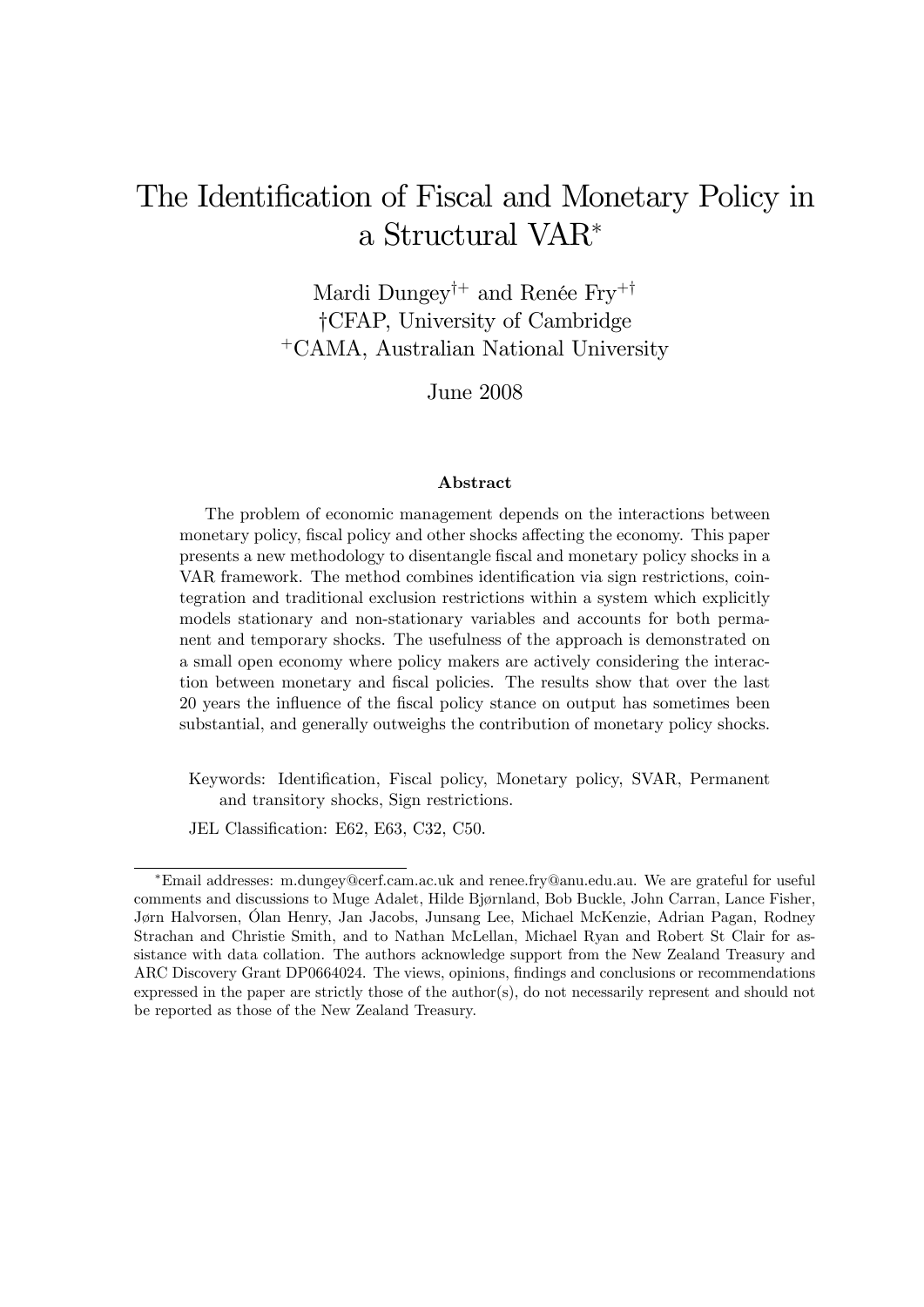# The Identification of Fiscal and Monetary Policy in a Structural VAR[*]

Mardi Dungey[†+] and Renée Fry[+†]
[†]CFAP, University of Cambridge
[+]CAMA, Australian National University

June 2008

### Abstract

The problem of economic management depends on the interactions between monetary policy, fiscal policy and other shocks affecting the economy. This paper presents a new methodology to disentangle fiscal and monetary policy shocks in a VAR framework. The method combines identification via sign restrictions, cointegration and traditional exclusion restrictions within a system which explicitly models stationary and non-stationary variables and accounts for both permanent and temporary shocks. The usefulness of the approach is demonstrated on a small open economy where policy makers are actively considering the interaction between monetary and fiscal policies. The results show that over the last 20 years the influence of the fiscal policy stance on output has sometimes been substantial, and generally outweighs the contribution of monetary policy shocks.

Keywords: Identification, Fiscal policy, Monetary policy, SVAR, Permanent and transitory shocks, Sign restrictions.

JEL Classification: E62, E63, C32, C50.

[*]Email addresses: m.dungey@cerf.cam.ac.uk and renee.fry@anu.edu.au. We are grateful for useful comments and discussions to Muge Adalet, Hilde Bjørnland, Bob Buckle, John Carran, Lance Fisher, Jørn Halvorsen, Ólan Henry, Jan Jacobs, Junsang Lee, Michael McKenzie, Adrian Pagan, Rodney Strachan and Christie Smith, and to Nathan McLellan, Michael Ryan and Robert St Clair for assistance with data collation. The authors acknowledge support from the New Zealand Treasury and ARC Discovery Grant DP0664024. The views, opinions, findings and conclusions or recommendations expressed in the paper are strictly those of the author(s), do not necessarily represent and should not be reported as those of the New Zealand Treasury.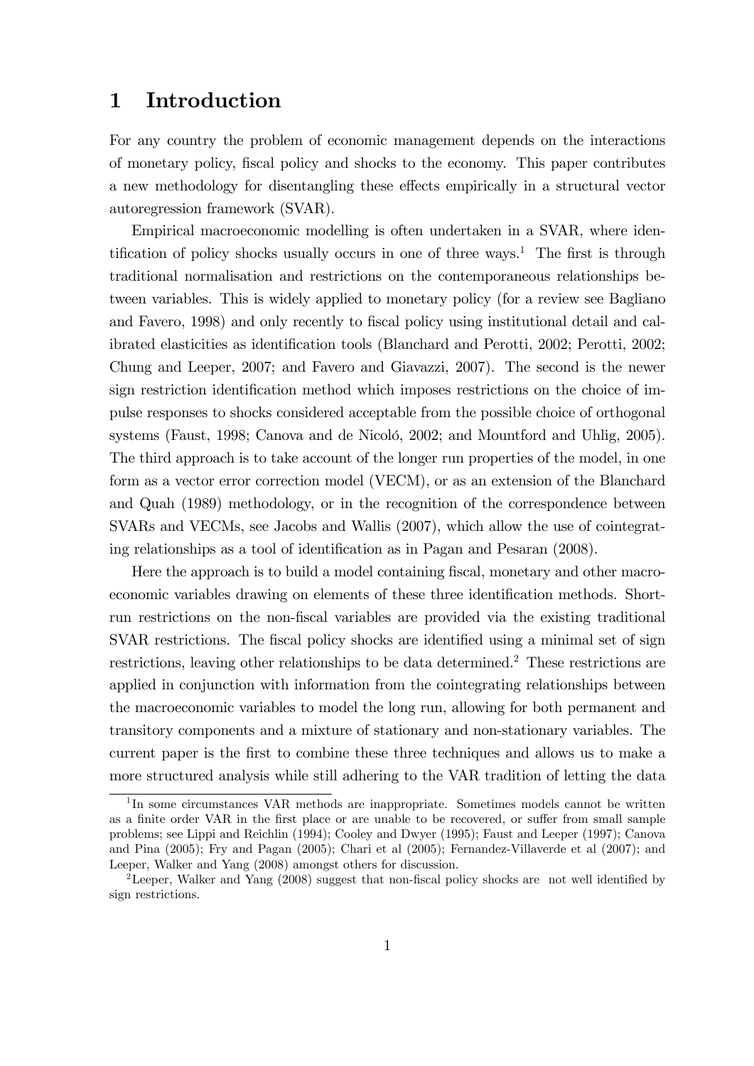# 1 Introduction

For any country the problem of economic management depends on the interactions of monetary policy, fiscal policy and shocks to the economy. This paper contributes a new methodology for disentangling these effects empirically in a structural vector autoregression framework (SVAR).

Empirical macroeconomic modelling is often undertaken in a SVAR, where identification of policy shocks usually occurs in one of three ways.[1] The first is through traditional normalisation and restrictions on the contemporaneous relationships between variables. This is widely applied to monetary policy (for a review see Bagliano and Favero, 1998) and only recently to fiscal policy using institutional detail and calibrated elasticities as identification tools (Blanchard and Perotti, 2002; Perotti, 2002; Chung and Leeper, 2007; and Favero and Giavazzi, 2007). The second is the newer sign restriction identification method which imposes restrictions on the choice of impulse responses to shocks considered acceptable from the possible choice of orthogonal systems (Faust, 1998; Canova and de Nicoló, 2002; and Mountford and Uhlig, 2005). The third approach is to take account of the longer run properties of the model, in one form as a vector error correction model (VECM), or as an extension of the Blanchard and Quah (1989) methodology, or in the recognition of the correspondence between SVARs and VECMs, see Jacobs and Wallis (2007), which allow the use of cointegrating relationships as a tool of identification as in Pagan and Pesaran (2008).

Here the approach is to build a model containing fiscal, monetary and other macroeconomic variables drawing on elements of these three identification methods. Short-run restrictions on the non-fiscal variables are provided via the existing traditional SVAR restrictions. The fiscal policy shocks are identified using a minimal set of sign restrictions, leaving other relationships to be data determined.[2] These restrictions are applied in conjunction with information from the cointegrating relationships between the macroeconomic variables to model the long run, allowing for both permanent and transitory components and a mixture of stationary and non-stationary variables. The current paper is the first to combine these three techniques and allows us to make a more structured analysis while still adhering to the VAR tradition of letting the data

[1] In some circumstances VAR methods are inappropriate. Sometimes models cannot be written as a finite order VAR in the first place or are unable to be recovered, or suffer from small sample problems; see Lippi and Reichlin (1994); Cooley and Dwyer (1995); Faust and Leeper (1997); Canova and Pina (2005); Fry and Pagan (2005); Chari et al (2005); Fernandez-Villaverde et al (2007); and Leeper, Walker and Yang (2008) amongst others for discussion.

[2] Leeper, Walker and Yang (2008) suggest that non-fiscal policy shocks are not well identified by sign restrictions.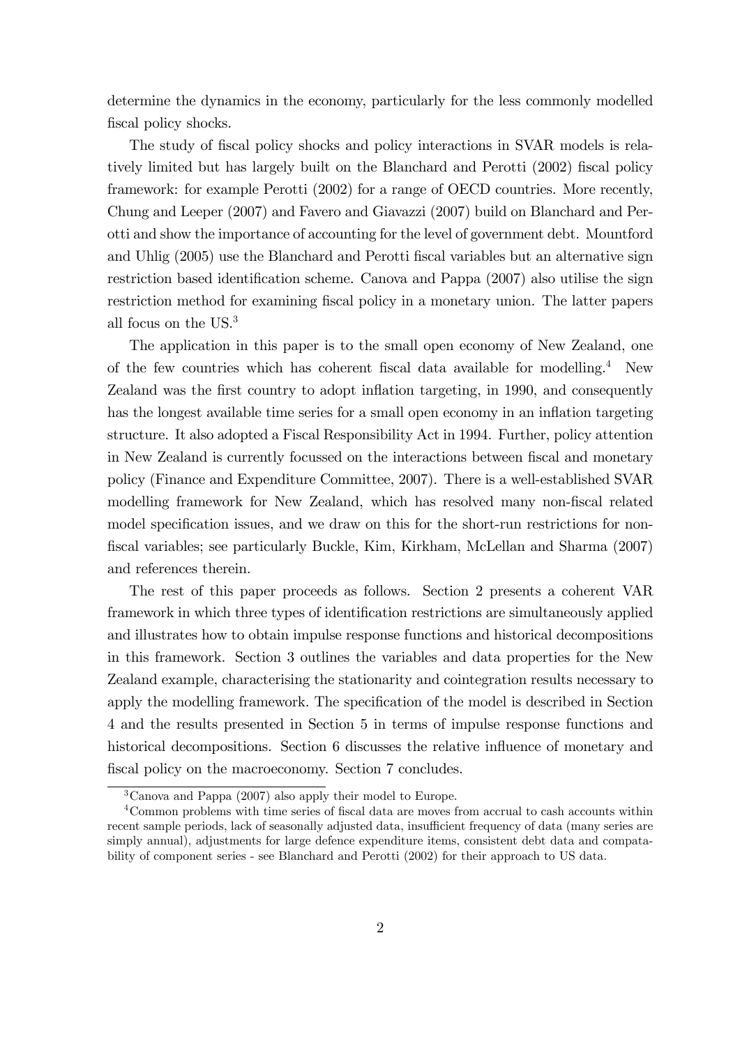determine the dynamics in the economy, particularly for the less commonly modelled fiscal policy shocks.

The study of fiscal policy shocks and policy interactions in SVAR models is relatively limited but has largely built on the Blanchard and Perotti (2002) fiscal policy framework: for example Perotti (2002) for a range of OECD countries. More recently, Chung and Leeper (2007) and Favero and Giavazzi (2007) build on Blanchard and Perotti and show the importance of accounting for the level of government debt. Mountford and Uhlig (2005) use the Blanchard and Perotti fiscal variables but an alternative sign restriction based identification scheme. Canova and Pappa (2007) also utilise the sign restriction method for examining fiscal policy in a monetary union. The latter papers all focus on the US.[3]

The application in this paper is to the small open economy of New Zealand, one of the few countries which has coherent fiscal data available for modelling.[4] New Zealand was the first country to adopt inflation targeting, in 1990, and consequently has the longest available time series for a small open economy in an inflation targeting structure. It also adopted a Fiscal Responsibility Act in 1994. Further, policy attention in New Zealand is currently focussed on the interactions between fiscal and monetary policy (Finance and Expenditure Committee, 2007). There is a well-established SVAR modelling framework for New Zealand, which has resolved many non-fiscal related model specification issues, and we draw on this for the short-run restrictions for non-fiscal variables; see particularly Buckle, Kim, Kirkham, McLellan and Sharma (2007) and references therein.

The rest of this paper proceeds as follows. Section 2 presents a coherent VAR framework in which three types of identification restrictions are simultaneously applied and illustrates how to obtain impulse response functions and historical decompositions in this framework. Section 3 outlines the variables and data properties for the New Zealand example, characterising the stationarity and cointegration results necessary to apply the modelling framework. The specification of the model is described in Section 4 and the results presented in Section 5 in terms of impulse response functions and historical decompositions. Section 6 discusses the relative influence of monetary and fiscal policy on the macroeconomy. Section 7 concludes.

---

[3] Canova and Pappa (2007) also apply their model to Europe.

[4] Common problems with time series of fiscal data are moves from accrual to cash accounts within recent sample periods, lack of seasonally adjusted data, insufficient frequency of data (many series are simply annual), adjustments for large defence expenditure items, consistent debt data and compatability of component series - see Blanchard and Perotti (2002) for their approach to US data.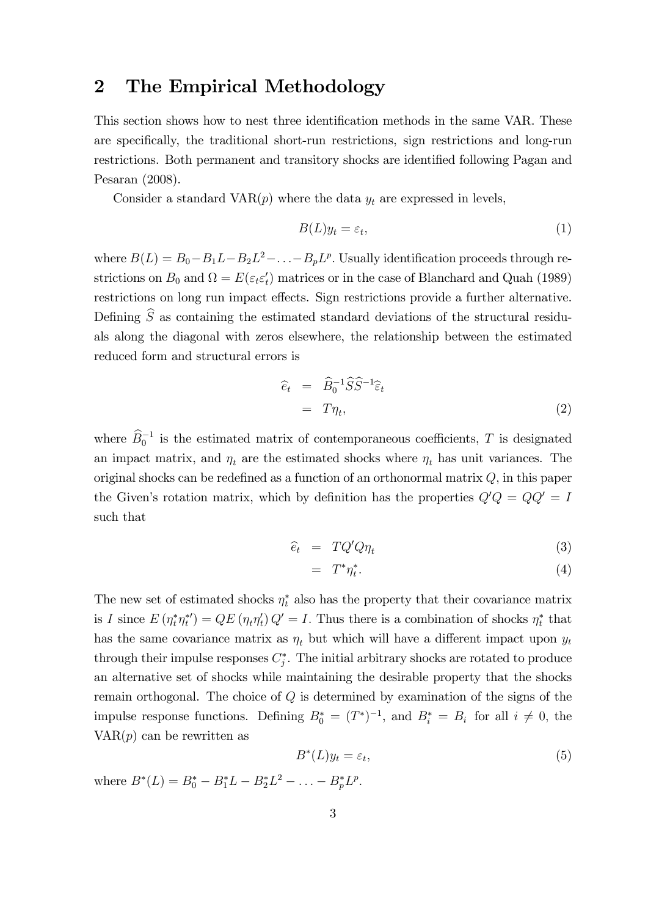## 2 The Empirical Methodology

This section shows how to nest three identification methods in the same VAR. These are specifically, the traditional short-run restrictions, sign restrictions and long-run restrictions. Both permanent and transitory shocks are identified following Pagan and Pesaran (2008).

Consider a standard VAR($p$) where the data $y_t$ are expressed in levels,

$$B(L)y_t = \varepsilon_t, \tag{1}$$

where $B(L) = B_0 - B_1L - B_2L^2 - \ldots - B_pL^p$. Usually identification proceeds through restrictions on $B_0$ and $\Omega = E(\varepsilon_t\varepsilon_t')$ matrices or in the case of Blanchard and Quah (1989) restrictions on long run impact effects. Sign restrictions provide a further alternative. Defining $\widehat{S}$ as containing the estimated standard deviations of the structural residuals along the diagonal with zeros elsewhere, the relationship between the estimated reduced form and structural errors is

$$\begin{aligned}
\widehat{e}_t &= \widehat{B}_0^{-1}\widehat{S}\widehat{S}^{-1}\widehat{\varepsilon}_t \\
&= T\eta_t,
\end{aligned} \tag{2}$$

where $\widehat{B}_0^{-1}$ is the estimated matrix of contemporaneous coefficients, $T$ is designated an impact matrix, and $\eta_t$ are the estimated shocks where $\eta_t$ has unit variances. The original shocks can be redefined as a function of an orthonormal matrix $Q$, in this paper the Given's rotation matrix, which by definition has the properties $Q'Q = QQ' = I$ such that

$$\widehat{e}_t = TQ'Q\eta_t \tag{3}$$

$$= T^*\eta_t^*. \tag{4}$$

The new set of estimated shocks $\eta_t^*$ also has the property that their covariance matrix is $I$ since $E(\eta_t^*\eta_t^{*\prime}) = QE(\eta_t\eta_t')Q' = I$. Thus there is a combination of shocks $\eta_t^*$ that has the same covariance matrix as $\eta_t$ but which will have a different impact upon $y_t$ through their impulse responses $C_j^*$. The initial arbitrary shocks are rotated to produce an alternative set of shocks while maintaining the desirable property that the shocks remain orthogonal. The choice of $Q$ is determined by examination of the signs of the impulse response functions. Defining $B_0^* = (T^*)^{-1}$, and $B_i^* = B_i$ for all $i \neq 0$, the VAR($p$) can be rewritten as

$$B^*(L)y_t = \varepsilon_t, \tag{5}$$

where $B^*(L) = B_0^* - B_1^*L - B_2^*L^2 - \ldots - B_p^*L^p$.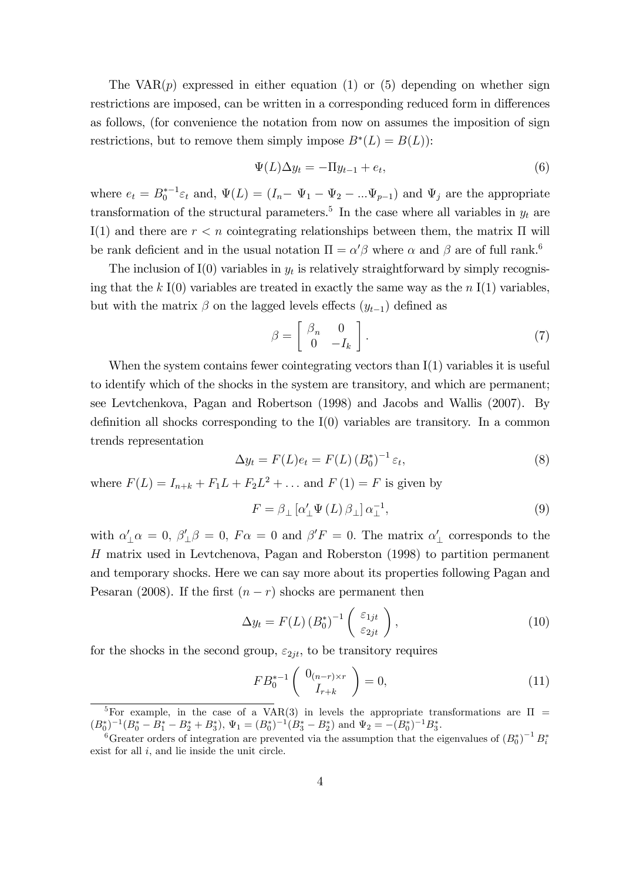The VAR($p$) expressed in either equation (1) or (5) depending on whether sign restrictions are imposed, can be written in a corresponding reduced form in differences as follows, (for convenience the notation from now on assumes the imposition of sign restrictions, but to remove them simply impose $B^*(L) = B(L)$):

$$\Psi(L)\Delta y_t = -\Pi y_{t-1} + e_t, \tag{6}$$

where $e_t = B_0^{*-1}\varepsilon_t$ and, $\Psi(L) = (I_n - \Psi_1 - \Psi_2 - ...\Psi_{p-1})$ and $\Psi_j$ are the appropriate transformation of the structural parameters.[5] In the case where all variables in $y_t$ are I(1) and there are $r < n$ cointegrating relationships between them, the matrix $\Pi$ will be rank deficient and in the usual notation $\Pi = \alpha'\beta$ where $\alpha$ and $\beta$ are of full rank.[6]

The inclusion of I(0) variables in $y_t$ is relatively straightforward by simply recognising that the $k$ I(0) variables are treated in exactly the same way as the $n$ I(1) variables, but with the matrix $\beta$ on the lagged levels effects ($y_{t-1}$) defined as

$$\beta = \begin{bmatrix} \beta_n & 0 \\ 0 & -I_k \end{bmatrix}. \tag{7}$$

When the system contains fewer cointegrating vectors than I(1) variables it is useful to identify which of the shocks in the system are transitory, and which are permanent; see Levtchenkova, Pagan and Robertson (1998) and Jacobs and Wallis (2007). By definition all shocks corresponding to the I(0) variables are transitory. In a common trends representation

$$\Delta y_t = F(L)e_t = F(L)\left(B_0^*\right)^{-1}\varepsilon_t, \tag{8}$$

where $F(L) = I_{n+k} + F_1 L + F_2 L^2 + \ldots$ and $F(1) = F$ is given by

$$F = \beta_\perp \left[\alpha'_\perp \Psi(L)\beta_\perp\right]\alpha_\perp^{-1}, \tag{9}$$

with $\alpha'_\perp \alpha = 0$, $\beta'_\perp \beta = 0$, $F\alpha = 0$ and $\beta' F = 0$. The matrix $\alpha'_\perp$ corresponds to the $H$ matrix used in Levtchenova, Pagan and Roberston (1998) to partition permanent and temporary shocks. Here we can say more about its properties following Pagan and Pesaran (2008). If the first $(n - r)$ shocks are permanent then

$$\Delta y_t = F(L)\left(B_0^*\right)^{-1}\begin{pmatrix} \varepsilon_{1jt} \\ \varepsilon_{2jt} \end{pmatrix}, \tag{10}$$

for the shocks in the second group, $\varepsilon_{2jt}$, to be transitory requires

$$FB_0^{*-1}\begin{pmatrix} 0_{(n-r)\times r} \\ I_{r+k} \end{pmatrix} = 0, \tag{11}$$

[5] For example, in the case of a VAR(3) in levels the appropriate transformations are $\Pi = (B_0^*)^{-1}(B_0^* - B_1^* - B_2^* + B_3^*)$, $\Psi_1 = (B_0^*)^{-1}(B_3^* - B_2^*)$ and $\Psi_2 = -(B_0^*)^{-1}B_3^*$.

[6] Greater orders of integration are prevented via the assumption that the eigenvalues of $\left(B_0^*\right)^{-1} B_i^*$ exist for all $i$, and lie inside the unit circle.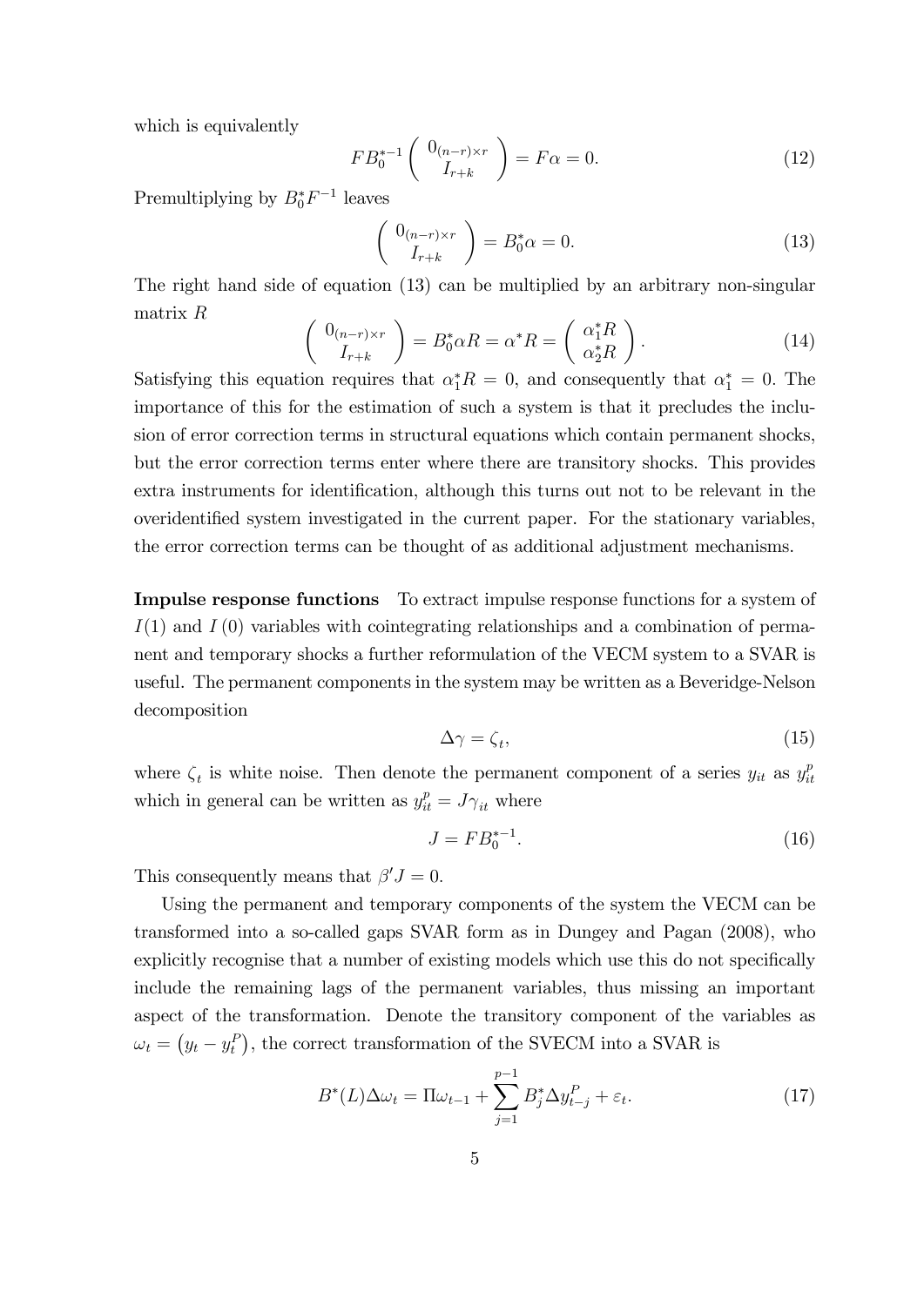which is equivalently

$$FB_0^{*-1}\left(\begin{array}{c} 0_{(n-r)\times r} \\ I_{r+k} \end{array}\right) = F\alpha = 0. \tag{12}$$

Premultiplying by $B_0^* F^{-1}$ leaves

$$\left(\begin{array}{c} 0_{(n-r)\times r} \\ I_{r+k} \end{array}\right) = B_0^*\alpha = 0. \tag{13}$$

The right hand side of equation (13) can be multiplied by an arbitrary non-singular matrix $R$

$$\left(\begin{array}{c} 0_{(n-r)\times r} \\ I_{r+k} \end{array}\right) = B_0^*\alpha R = \alpha^* R = \left(\begin{array}{c} \alpha_1^* R \\ \alpha_2^* R \end{array}\right). \tag{14}$$

Satisfying this equation requires that $\alpha_1^* R = 0$, and consequently that $\alpha_1^* = 0$. The importance of this for the estimation of such a system is that it precludes the inclusion of error correction terms in structural equations which contain permanent shocks, but the error correction terms enter where there are transitory shocks. This provides extra instruments for identification, although this turns out not to be relevant in the overidentified system investigated in the current paper. For the stationary variables, the error correction terms can be thought of as additional adjustment mechanisms.

**Impulse response functions** To extract impulse response functions for a system of $I(1)$ and $I(0)$ variables with cointegrating relationships and a combination of permanent and temporary shocks a further reformulation of the VECM system to a SVAR is useful. The permanent components in the system may be written as a Beveridge-Nelson decomposition

$$\Delta\gamma = \zeta_t, \tag{15}$$

where $\zeta_t$ is white noise. Then denote the permanent component of a series $y_{it}$ as $y_{it}^p$ which in general can be written as $y_{it}^p = J\gamma_{it}$ where

$$J = FB_0^{*-1}. \tag{16}$$

This consequently means that $\beta' J = 0$.

Using the permanent and temporary components of the system the VECM can be transformed into a so-called gaps SVAR form as in Dungey and Pagan (2008), who explicitly recognise that a number of existing models which use this do not specifically include the remaining lags of the permanent variables, thus missing an important aspect of the transformation. Denote the transitory component of the variables as $\omega_t = \left(y_t - y_t^P\right)$, the correct transformation of the SVECM into a SVAR is

$$B^*(L)\Delta\omega_t = \Pi\omega_{t-1} + \sum_{j=1}^{p-1} B_j^* \Delta y_{t-j}^P + \varepsilon_t. \tag{17}$$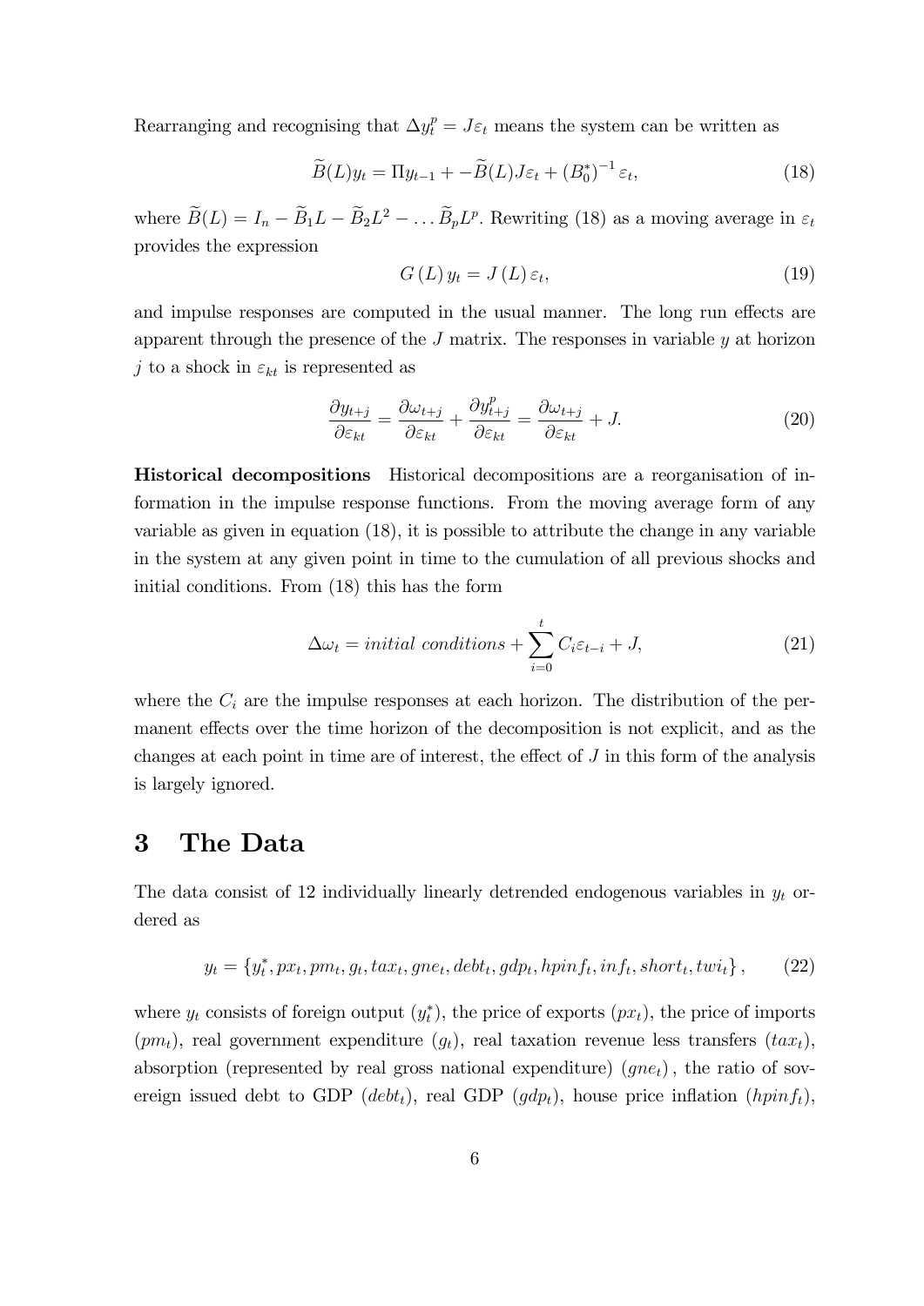Rearranging and recognising that $\Delta y_t^p = J\varepsilon_t$ means the system can be written as

$$\widetilde{B}(L)y_t = \Pi y_{t-1} + -\widetilde{B}(L)J\varepsilon_t + (B_0^*)^{-1}\varepsilon_t, \tag{18}$$

where $\widetilde{B}(L) = I_n - \widetilde{B}_1 L - \widetilde{B}_2 L^2 - \ldots \widetilde{B}_p L^p$. Rewriting (18) as a moving average in $\varepsilon_t$ provides the expression

$$G(L)\,y_t = J(L)\,\varepsilon_t, \tag{19}$$

and impulse responses are computed in the usual manner. The long run effects are apparent through the presence of the $J$ matrix. The responses in variable $y$ at horizon $j$ to a shock in $\varepsilon_{kt}$ is represented as

$$\frac{\partial y_{t+j}}{\partial \varepsilon_{kt}} = \frac{\partial \omega_{t+j}}{\partial \varepsilon_{kt}} + \frac{\partial y_{t+j}^p}{\partial \varepsilon_{kt}} = \frac{\partial \omega_{t+j}}{\partial \varepsilon_{kt}} + J. \tag{20}$$

**Historical decompositions** Historical decompositions are a reorganisation of information in the impulse response functions. From the moving average form of any variable as given in equation (18), it is possible to attribute the change in any variable in the system at any given point in time to the cumulation of all previous shocks and initial conditions. From (18) this has the form

$$\Delta\omega_t = initial\ conditions + \sum_{i=0}^{t} C_i \varepsilon_{t-i} + J, \tag{21}$$

where the $C_i$ are the impulse responses at each horizon. The distribution of the permanent effects over the time horizon of the decomposition is not explicit, and as the changes at each point in time are of interest, the effect of $J$ in this form of the analysis is largely ignored.

# 3 The Data

The data consist of 12 individually linearly detrended endogenous variables in $y_t$ ordered as

$$y_t = \{y_t^*, px_t, pm_t, g_t, tax_t, gne_t, debt_t, gdp_t, hpinf_t, inf_t, short_t, twi_t\}, \tag{22}$$

where $y_t$ consists of foreign output ($y_t^*$), the price of exports ($px_t$), the price of imports ($pm_t$), real government expenditure ($g_t$), real taxation revenue less transfers ($tax_t$), absorption (represented by real gross national expenditure) $(gne_t)$, the ratio of sovereign issued debt to GDP ($debt_t$), real GDP ($gdp_t$), house price inflation ($hpinf_t$),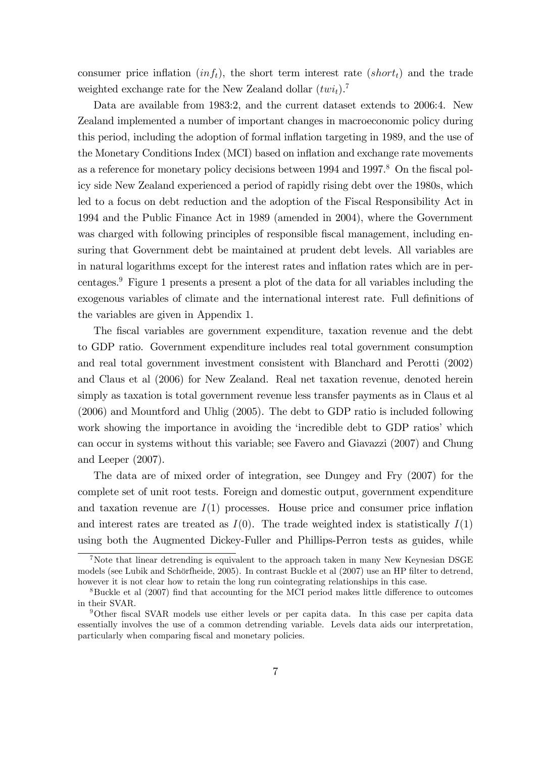consumer price inflation ($inf_t$), the short term interest rate ($short_t$) and the trade weighted exchange rate for the New Zealand dollar ($twi_t$).[7]

Data are available from 1983:2, and the current dataset extends to 2006:4. New Zealand implemented a number of important changes in macroeconomic policy during this period, including the adoption of formal inflation targeting in 1989, and the use of the Monetary Conditions Index (MCI) based on inflation and exchange rate movements as a reference for monetary policy decisions between 1994 and 1997.[8] On the fiscal policy side New Zealand experienced a period of rapidly rising debt over the 1980s, which led to a focus on debt reduction and the adoption of the Fiscal Responsibility Act in 1994 and the Public Finance Act in 1989 (amended in 2004), where the Government was charged with following principles of responsible fiscal management, including ensuring that Government debt be maintained at prudent debt levels. All variables are in natural logarithms except for the interest rates and inflation rates which are in percentages.[9] Figure 1 presents a present a plot of the data for all variables including the exogenous variables of climate and the international interest rate. Full definitions of the variables are given in Appendix 1.

The fiscal variables are government expenditure, taxation revenue and the debt to GDP ratio. Government expenditure includes real total government consumption and real total government investment consistent with Blanchard and Perotti (2002) and Claus et al (2006) for New Zealand. Real net taxation revenue, denoted herein simply as taxation is total government revenue less transfer payments as in Claus et al (2006) and Mountford and Uhlig (2005). The debt to GDP ratio is included following work showing the importance in avoiding the 'incredible debt to GDP ratios' which can occur in systems without this variable; see Favero and Giavazzi (2007) and Chung and Leeper (2007).

The data are of mixed order of integration, see Dungey and Fry (2007) for the complete set of unit root tests. Foreign and domestic output, government expenditure and taxation revenue are $I(1)$ processes. House price and consumer price inflation and interest rates are treated as $I(0)$. The trade weighted index is statistically $I(1)$ using both the Augmented Dickey-Fuller and Phillips-Perron tests as guides, while

[7] Note that linear detrending is equivalent to the approach taken in many New Keynesian DSGE models (see Lubik and Schörfheide, 2005). In contrast Buckle et al (2007) use an HP filter to detrend, however it is not clear how to retain the long run cointegrating relationships in this case.

[8] Buckle et al (2007) find that accounting for the MCI period makes little difference to outcomes in their SVAR.

[9] Other fiscal SVAR models use either levels or per capita data. In this case per capita data essentially involves the use of a common detrending variable. Levels data aids our interpretation, particularly when comparing fiscal and monetary policies.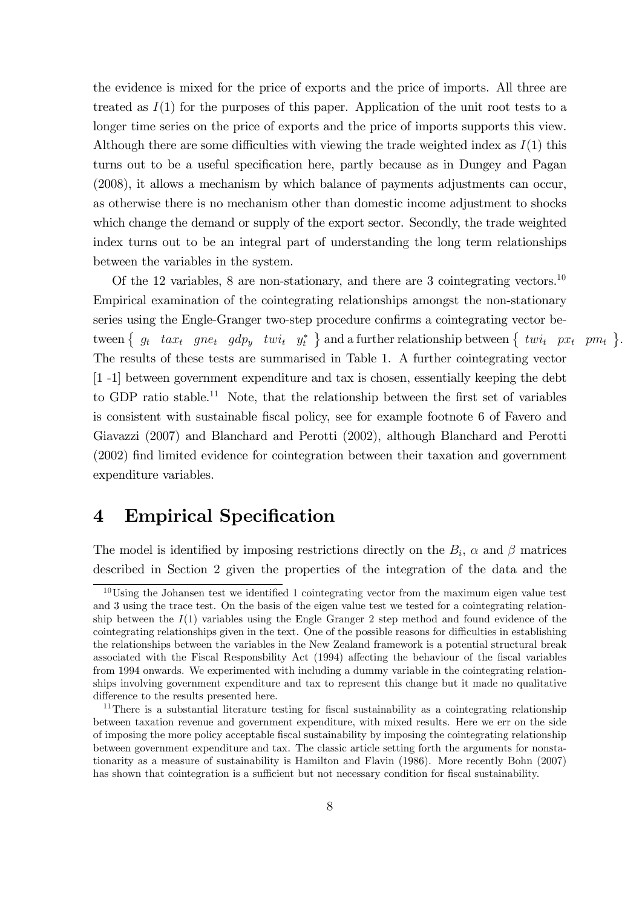the evidence is mixed for the price of exports and the price of imports. All three are treated as $I(1)$ for the purposes of this paper. Application of the unit root tests to a longer time series on the price of exports and the price of imports supports this view. Although there are some difficulties with viewing the trade weighted index as $I(1)$ this turns out to be a useful specification here, partly because as in Dungey and Pagan (2008), it allows a mechanism by which balance of payments adjustments can occur, as otherwise there is no mechanism other than domestic income adjustment to shocks which change the demand or supply of the export sector. Secondly, the trade weighted index turns out to be an integral part of understanding the long term relationships between the variables in the system.

Of the 12 variables, 8 are non-stationary, and there are 3 cointegrating vectors.[10] Empirical examination of the cointegrating relationships amongst the non-stationary series using the Engle-Granger two-step procedure confirms a cointegrating vector between $\{\ g_t \quad tax_t \quad gne_t \quad gdp_y \quad twi_t \quad y_t^* \ \}$ and a further relationship between $\{\ twi_t \quad px_t \quad pm_t\ \}$. The results of these tests are summarised in Table 1. A further cointegrating vector [1 -1] between government expenditure and tax is chosen, essentially keeping the debt to GDP ratio stable.[11] Note, that the relationship between the first set of variables is consistent with sustainable fiscal policy, see for example footnote 6 of Favero and Giavazzi (2007) and Blanchard and Perotti (2002), although Blanchard and Perotti (2002) find limited evidence for cointegration between their taxation and government expenditure variables.

# 4 Empirical Specification

The model is identified by imposing restrictions directly on the $B_i$, $\alpha$ and $\beta$ matrices described in Section 2 given the properties of the integration of the data and the

[10] Using the Johansen test we identified 1 cointegrating vector from the maximum eigen value test and 3 using the trace test. On the basis of the eigen value test we tested for a cointegrating relationship between the $I(1)$ variables using the Engle Granger 2 step method and found evidence of the cointegrating relationships given in the text. One of the possible reasons for difficulties in establishing the relationships between the variables in the New Zealand framework is a potential structural break associated with the Fiscal Responsbility Act (1994) affecting the behaviour of the fiscal variables from 1994 onwards. We experimented with including a dummy variable in the cointegrating relationships involving government expenditure and tax to represent this change but it made no qualitative difference to the results presented here.

[11] There is a substantial literature testing for fiscal sustainability as a cointegrating relationship between taxation revenue and government expenditure, with mixed results. Here we err on the side of imposing the more policy acceptable fiscal sustainability by imposing the cointegrating relationship between government expenditure and tax. The classic article setting forth the arguments for nonstationarity as a measure of sustainability is Hamilton and Flavin (1986). More recently Bohn (2007) has shown that cointegration is a sufficient but not necessary condition for fiscal sustainability.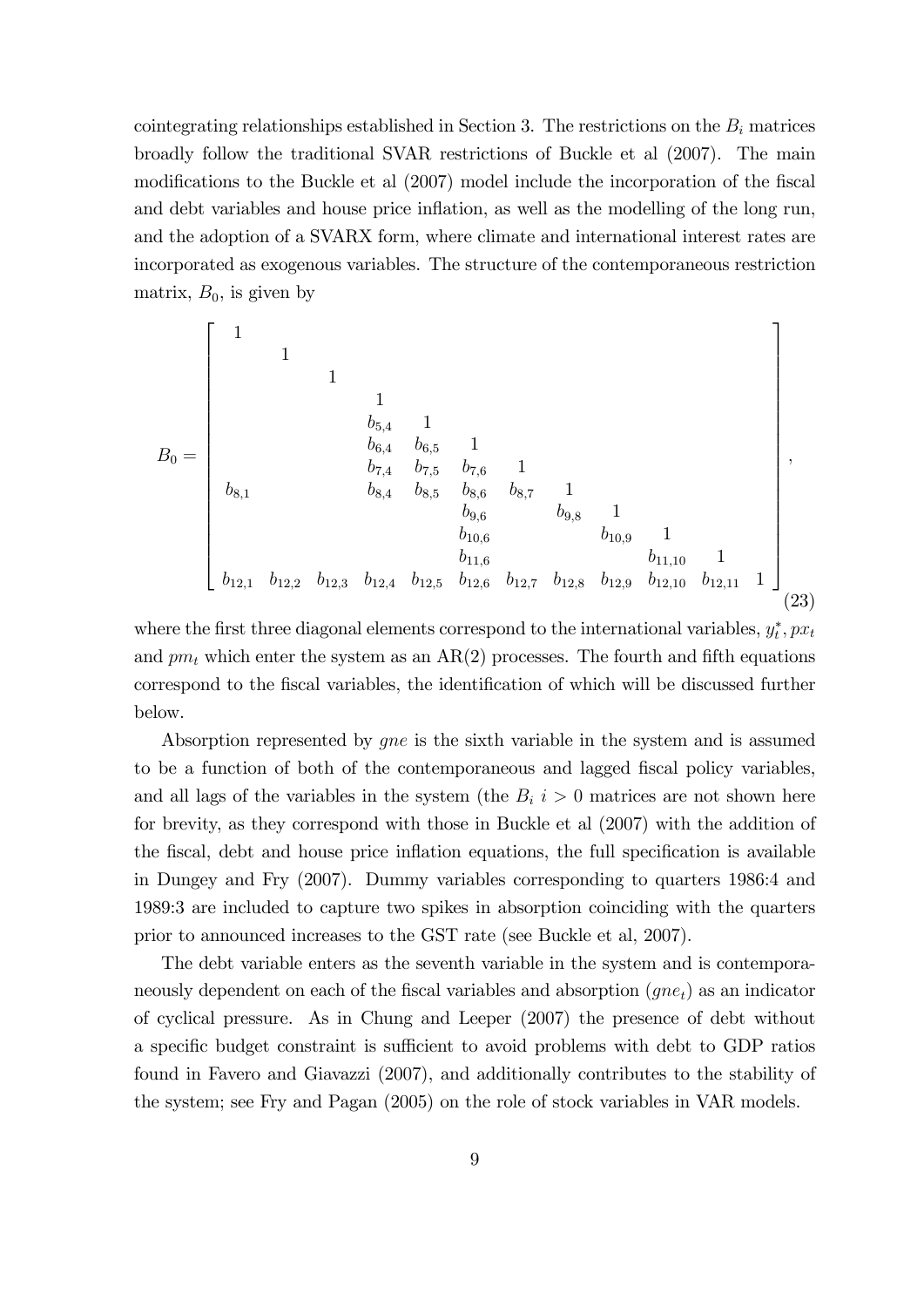cointegrating relationships established in Section 3. The restrictions on the $B_i$ matrices broadly follow the traditional SVAR restrictions of Buckle et al (2007). The main modifications to the Buckle et al (2007) model include the incorporation of the fiscal and debt variables and house price inflation, as well as the modelling of the long run, and the adoption of a SVARX form, where climate and international interest rates are incorporated as exogenous variables. The structure of the contemporaneous restriction matrix, $B_0$, is given by

$$
B_0 = \begin{bmatrix}
1 & & & & & & & & & & & \\
 & 1 & & & & & & & & & & \\
 & & 1 & & & & & & & & & \\
 & & & 1 & & & & & & & & \\
 & & & b_{5,4} & 1 & & & & & & & \\
 & & & b_{6,4} & b_{6,5} & 1 & & & & & & \\
 & & & b_{7,4} & b_{7,5} & b_{7,6} & 1 & & & & & \\
b_{8,1} & & & b_{8,4} & b_{8,5} & b_{8,6} & b_{8,7} & 1 & & & & \\
 & & & & & b_{9,6} & & b_{9,8} & 1 & & & \\
 & & & & & b_{10,6} & & & b_{10,9} & 1 & & \\
 & & & & & b_{11,6} & & & & b_{11,10} & 1 & \\
b_{12,1} & b_{12,2} & b_{12,3} & b_{12,4} & b_{12,5} & b_{12,6} & b_{12,7} & b_{12,8} & b_{12,9} & b_{12,10} & b_{12,11} & 1
\end{bmatrix}, \tag{23}
$$

where the first three diagonal elements correspond to the international variables, $y_t^*, px_t$ and $pm_t$ which enter the system as an AR(2) processes. The fourth and fifth equations correspond to the fiscal variables, the identification of which will be discussed further below.

Absorption represented by $gne$ is the sixth variable in the system and is assumed to be a function of both of the contemporaneous and lagged fiscal policy variables, and all lags of the variables in the system (the $B_i$ $i > 0$ matrices are not shown here for brevity, as they correspond with those in Buckle et al (2007) with the addition of the fiscal, debt and house price inflation equations, the full specification is available in Dungey and Fry (2007). Dummy variables corresponding to quarters 1986:4 and 1989:3 are included to capture two spikes in absorption coinciding with the quarters prior to announced increases to the GST rate (see Buckle et al, 2007).

The debt variable enters as the seventh variable in the system and is contemporaneously dependent on each of the fiscal variables and absorption ($gne_t$) as an indicator of cyclical pressure. As in Chung and Leeper (2007) the presence of debt without a specific budget constraint is sufficient to avoid problems with debt to GDP ratios found in Favero and Giavazzi (2007), and additionally contributes to the stability of the system; see Fry and Pagan (2005) on the role of stock variables in VAR models.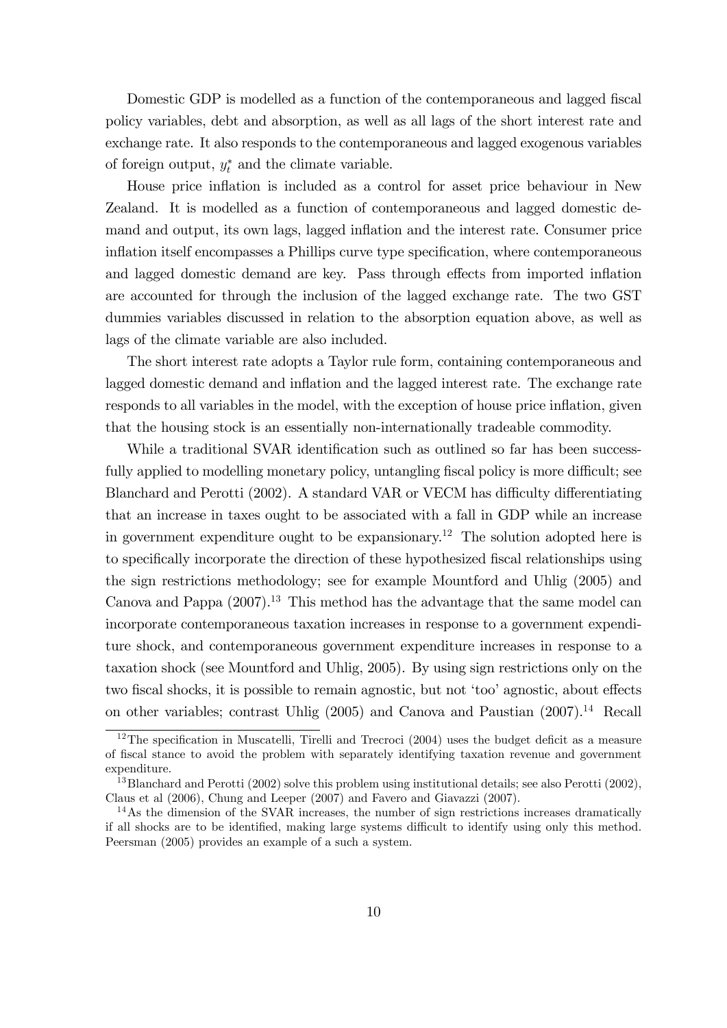Domestic GDP is modelled as a function of the contemporaneous and lagged fiscal policy variables, debt and absorption, as well as all lags of the short interest rate and exchange rate. It also responds to the contemporaneous and lagged exogenous variables of foreign output, $y_t^*$ and the climate variable.

House price inflation is included as a control for asset price behaviour in New Zealand. It is modelled as a function of contemporaneous and lagged domestic demand and output, its own lags, lagged inflation and the interest rate. Consumer price inflation itself encompasses a Phillips curve type specification, where contemporaneous and lagged domestic demand are key. Pass through effects from imported inflation are accounted for through the inclusion of the lagged exchange rate. The two GST dummies variables discussed in relation to the absorption equation above, as well as lags of the climate variable are also included.

The short interest rate adopts a Taylor rule form, containing contemporaneous and lagged domestic demand and inflation and the lagged interest rate. The exchange rate responds to all variables in the model, with the exception of house price inflation, given that the housing stock is an essentially non-internationally tradeable commodity.

While a traditional SVAR identification such as outlined so far has been successfully applied to modelling monetary policy, untangling fiscal policy is more difficult; see Blanchard and Perotti (2002). A standard VAR or VECM has difficulty differentiating that an increase in taxes ought to be associated with a fall in GDP while an increase in government expenditure ought to be expansionary.[12] The solution adopted here is to specifically incorporate the direction of these hypothesized fiscal relationships using the sign restrictions methodology; see for example Mountford and Uhlig (2005) and Canova and Pappa (2007).[13] This method has the advantage that the same model can incorporate contemporaneous taxation increases in response to a government expenditure shock, and contemporaneous government expenditure increases in response to a taxation shock (see Mountford and Uhlig, 2005). By using sign restrictions only on the two fiscal shocks, it is possible to remain agnostic, but not 'too' agnostic, about effects on other variables; contrast Uhlig (2005) and Canova and Paustian (2007).[14] Recall

[12] The specification in Muscatelli, Tirelli and Trecroci (2004) uses the budget deficit as a measure of fiscal stance to avoid the problem with separately identifying taxation revenue and government expenditure.

[13] Blanchard and Perotti (2002) solve this problem using institutional details; see also Perotti (2002), Claus et al (2006), Chung and Leeper (2007) and Favero and Giavazzi (2007).

[14] As the dimension of the SVAR increases, the number of sign restrictions increases dramatically if all shocks are to be identified, making large systems difficult to identify using only this method. Peersman (2005) provides an example of a such a system.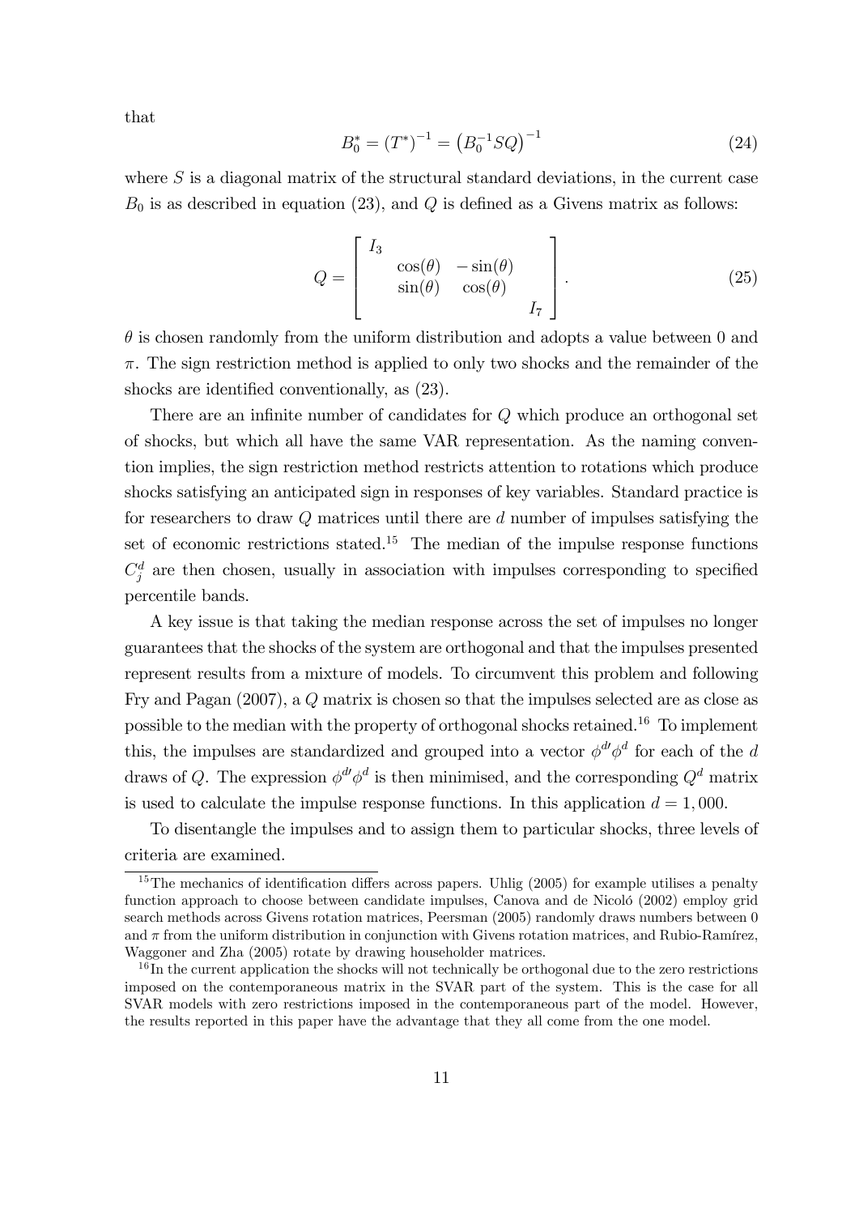that

$$B_0^* = (T^*)^{-1} = \left(B_0^{-1} S Q\right)^{-1} \tag{24}$$

where $S$ is a diagonal matrix of the structural standard deviations, in the current case $B_0$ is as described in equation (23), and $Q$ is defined as a Givens matrix as follows:

$$Q = \begin{bmatrix} I_3 & & & \\ & \cos(\theta) & -\sin(\theta) & \\ & \sin(\theta) & \cos(\theta) & \\ & & & I_7 \end{bmatrix}. \tag{25}$$

$\theta$ is chosen randomly from the uniform distribution and adopts a value between 0 and $\pi$. The sign restriction method is applied to only two shocks and the remainder of the shocks are identified conventionally, as (23).

There are an infinite number of candidates for $Q$ which produce an orthogonal set of shocks, but which all have the same VAR representation. As the naming convention implies, the sign restriction method restricts attention to rotations which produce shocks satisfying an anticipated sign in responses of key variables. Standard practice is for researchers to draw $Q$ matrices until there are $d$ number of impulses satisfying the set of economic restrictions stated.[15] The median of the impulse response functions $C_j^d$ are then chosen, usually in association with impulses corresponding to specified percentile bands.

A key issue is that taking the median response across the set of impulses no longer guarantees that the shocks of the system are orthogonal and that the impulses presented represent results from a mixture of models. To circumvent this problem and following Fry and Pagan (2007), a $Q$ matrix is chosen so that the impulses selected are as close as possible to the median with the property of orthogonal shocks retained.[16] To implement this, the impulses are standardized and grouped into a vector $\phi^{d\prime}\phi^d$ for each of the $d$ draws of $Q$. The expression $\phi^{d\prime}\phi^d$ is then minimised, and the corresponding $Q^d$ matrix is used to calculate the impulse response functions. In this application $d = 1,000$.

To disentangle the impulses and to assign them to particular shocks, three levels of criteria are examined.

[15] The mechanics of identification differs across papers. Uhlig (2005) for example utilises a penalty function approach to choose between candidate impulses, Canova and de Nicoló (2002) employ grid search methods across Givens rotation matrices, Peersman (2005) randomly draws numbers between 0 and $\pi$ from the uniform distribution in conjunction with Givens rotation matrices, and Rubio-Ramírez, Waggoner and Zha (2005) rotate by drawing householder matrices.

[16] In the current application the shocks will not technically be orthogonal due to the zero restrictions imposed on the contemporaneous matrix in the SVAR part of the system. This is the case for all SVAR models with zero restrictions imposed in the contemporaneous part of the model. However, the results reported in this paper have the advantage that they all come from the one model.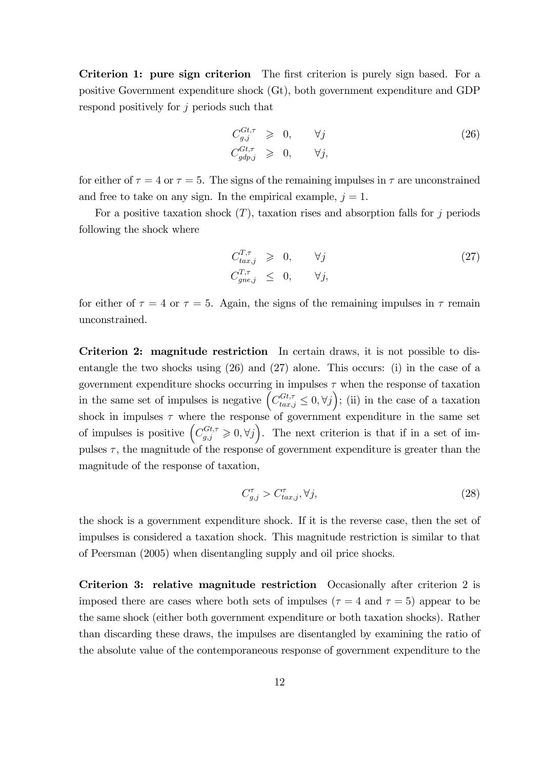**Criterion 1: pure sign criterion** The first criterion is purely sign based. For a positive Government expenditure shock (Gt), both government expenditure and GDP respond positively for $j$ periods such that

$$
\begin{aligned}
C_{g,j}^{Gt,\tau} &\geqslant 0, \qquad \forall j \\
C_{gdp,j}^{Gt,\tau} &\geqslant 0, \qquad \forall j,
\end{aligned}
\tag{26}
$$

for either of $\tau = 4$ or $\tau = 5$. The signs of the remaining impulses in $\tau$ are unconstrained and free to take on any sign. In the empirical example, $j = 1$.

For a positive taxation shock $(T)$, taxation rises and absorption falls for $j$ periods following the shock where

$$
\begin{aligned}
C_{tax,j}^{T,\tau} &\geqslant 0, \qquad \forall j \\
C_{gne,j}^{T,\tau} &\leq 0, \qquad \forall j,
\end{aligned}
\tag{27}
$$

for either of $\tau = 4$ or $\tau = 5$. Again, the signs of the remaining impulses in $\tau$ remain unconstrained.

**Criterion 2: magnitude restriction** In certain draws, it is not possible to disentangle the two shocks using (26) and (27) alone. This occurs: (i) in the case of a government expenditure shocks occurring in impulses $\tau$ when the response of taxation in the same set of impulses is negative $\left(C_{tax,j}^{Gt,\tau} \leq 0, \forall j\right)$; (ii) in the case of a taxation shock in impulses $\tau$ where the response of government expenditure in the same set of impulses is positive $\left(C_{g,j}^{Gt,\tau} \geqslant 0, \forall j\right)$. The next criterion is that if in a set of impulses $\tau$, the magnitude of the response of government expenditure is greater than the magnitude of the response of taxation,

$$
C_{g,j}^{\tau} > C_{tax,j}^{\tau}, \forall j, \tag{28}
$$

the shock is a government expenditure shock. If it is the reverse case, then the set of impulses is considered a taxation shock. This magnitude restriction is similar to that of Peersman (2005) when disentangling supply and oil price shocks.

**Criterion 3: relative magnitude restriction** Occasionally after criterion 2 is imposed there are cases where both sets of impulses ($\tau = 4$ and $\tau = 5$) appear to be the same shock (either both government expenditure or both taxation shocks). Rather than discarding these draws, the impulses are disentangled by examining the ratio of the absolute value of the contemporaneous response of government expenditure to the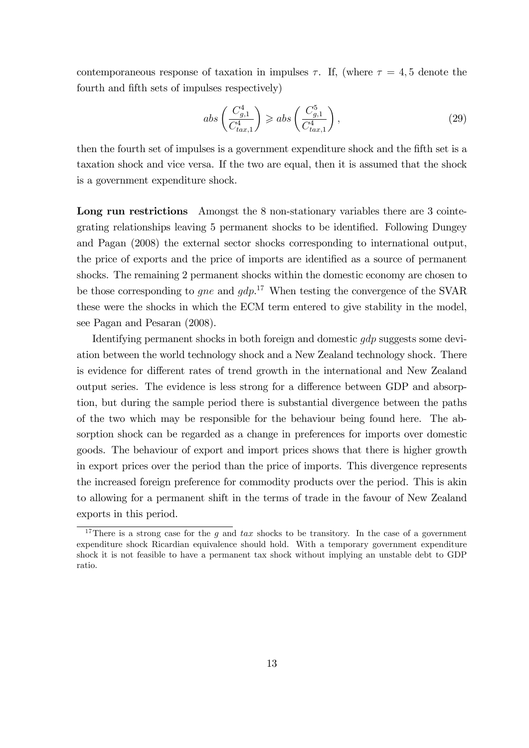contemporaneous response of taxation in impulses $\tau$. If, (where $\tau = 4, 5$ denote the fourth and fifth sets of impulses respectively)

$$abs\left(\frac{C^4_{g,1}}{C^4_{tax,1}}\right) \geqslant abs\left(\frac{C^5_{g,1}}{C^4_{tax,1}}\right), \tag{29}$$

then the fourth set of impulses is a government expenditure shock and the fifth set is a taxation shock and vice versa. If the two are equal, then it is assumed that the shock is a government expenditure shock.

**Long run restrictions** Amongst the 8 non-stationary variables there are 3 cointegrating relationships leaving 5 permanent shocks to be identified. Following Dungey and Pagan (2008) the external sector shocks corresponding to international output, the price of exports and the price of imports are identified as a source of permanent shocks. The remaining 2 permanent shocks within the domestic economy are chosen to be those corresponding to *gne* and *gdp*.[17] When testing the convergence of the SVAR these were the shocks in which the ECM term entered to give stability in the model, see Pagan and Pesaran (2008).

Identifying permanent shocks in both foreign and domestic *gdp* suggests some deviation between the world technology shock and a New Zealand technology shock. There is evidence for different rates of trend growth in the international and New Zealand output series. The evidence is less strong for a difference between GDP and absorption, but during the sample period there is substantial divergence between the paths of the two which may be responsible for the behaviour being found here. The absorption shock can be regarded as a change in preferences for imports over domestic goods. The behaviour of export and import prices shows that there is higher growth in export prices over the period than the price of imports. This divergence represents the increased foreign preference for commodity products over the period. This is akin to allowing for a permanent shift in the terms of trade in the favour of New Zealand exports in this period.

[17] There is a strong case for the $g$ and $tax$ shocks to be transitory. In the case of a government expenditure shock Ricardian equivalence should hold. With a temporary government expenditure shock it is not feasible to have a permanent tax shock without implying an unstable debt to GDP ratio.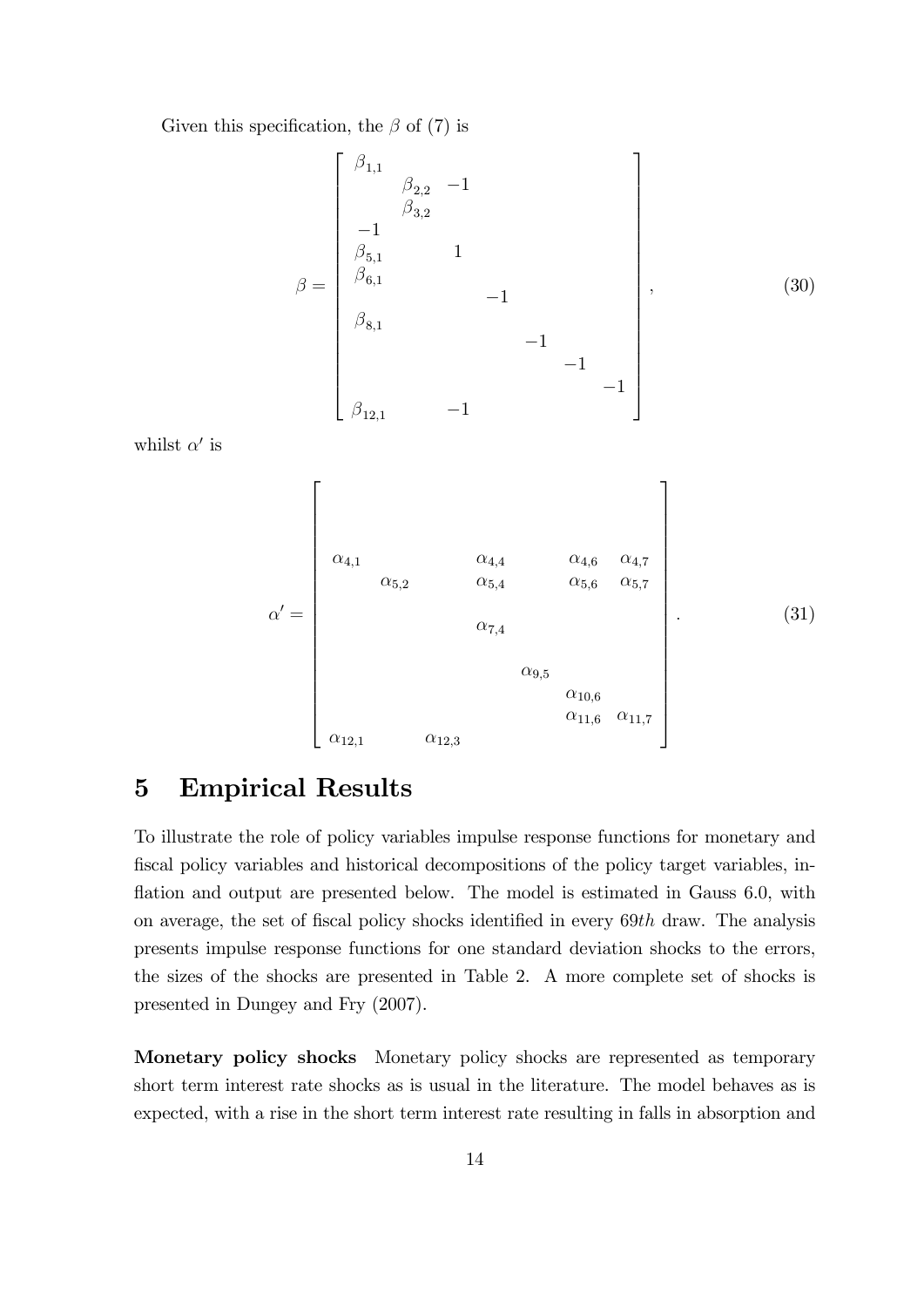Given this specification, the $\beta$ of (7) is

$$
\beta = \begin{bmatrix}
\beta_{1,1} & & & & & & \\
 & \beta_{2,2} & -1 & & & & \\
 & \beta_{3,2} & & & & & \\
-1 & & & & & & \\
\beta_{5,1} & & 1 & & & & \\
\beta_{6,1} & & & & & & \\
 & & & -1 & & & \\
\beta_{8,1} & & & & & & \\
 & & & & -1 & & \\
 & & & & & -1 & \\
 & & & & & & -1 \\
\beta_{12,1} & & -1 & & & &
\end{bmatrix}, \tag{30}
$$

whilst $\alpha'$ is

$$
\alpha' = \begin{bmatrix}
 & & & & & & \\
 & & & & & & \\
 & & & & & & \\
\alpha_{4,1} & & & \alpha_{4,4} & & \alpha_{4,6} & \alpha_{4,7} \\
 & \alpha_{5,2} & & \alpha_{5,4} & & \alpha_{5,6} & \alpha_{5,7} \\
 & & & & & & \\
 & & & \alpha_{7,4} & & & \\
 & & & & & & \\
 & & & & \alpha_{9,5} & & \\
 & & & & & \alpha_{10,6} & \\
 & & & & & \alpha_{11,6} & \alpha_{11,7} \\
\alpha_{12,1} & & \alpha_{12,3} & & & &
\end{bmatrix}. \tag{31}
$$

# 5 Empirical Results

To illustrate the role of policy variables impulse response functions for monetary and fiscal policy variables and historical decompositions of the policy target variables, inflation and output are presented below. The model is estimated in Gauss 6.0, with on average, the set of fiscal policy shocks identified in every $69th$ draw. The analysis presents impulse response functions for one standard deviation shocks to the errors, the sizes of the shocks are presented in Table 2. A more complete set of shocks is presented in Dungey and Fry (2007).

**Monetary policy shocks** Monetary policy shocks are represented as temporary short term interest rate shocks as is usual in the literature. The model behaves as is expected, with a rise in the short term interest rate resulting in falls in absorption and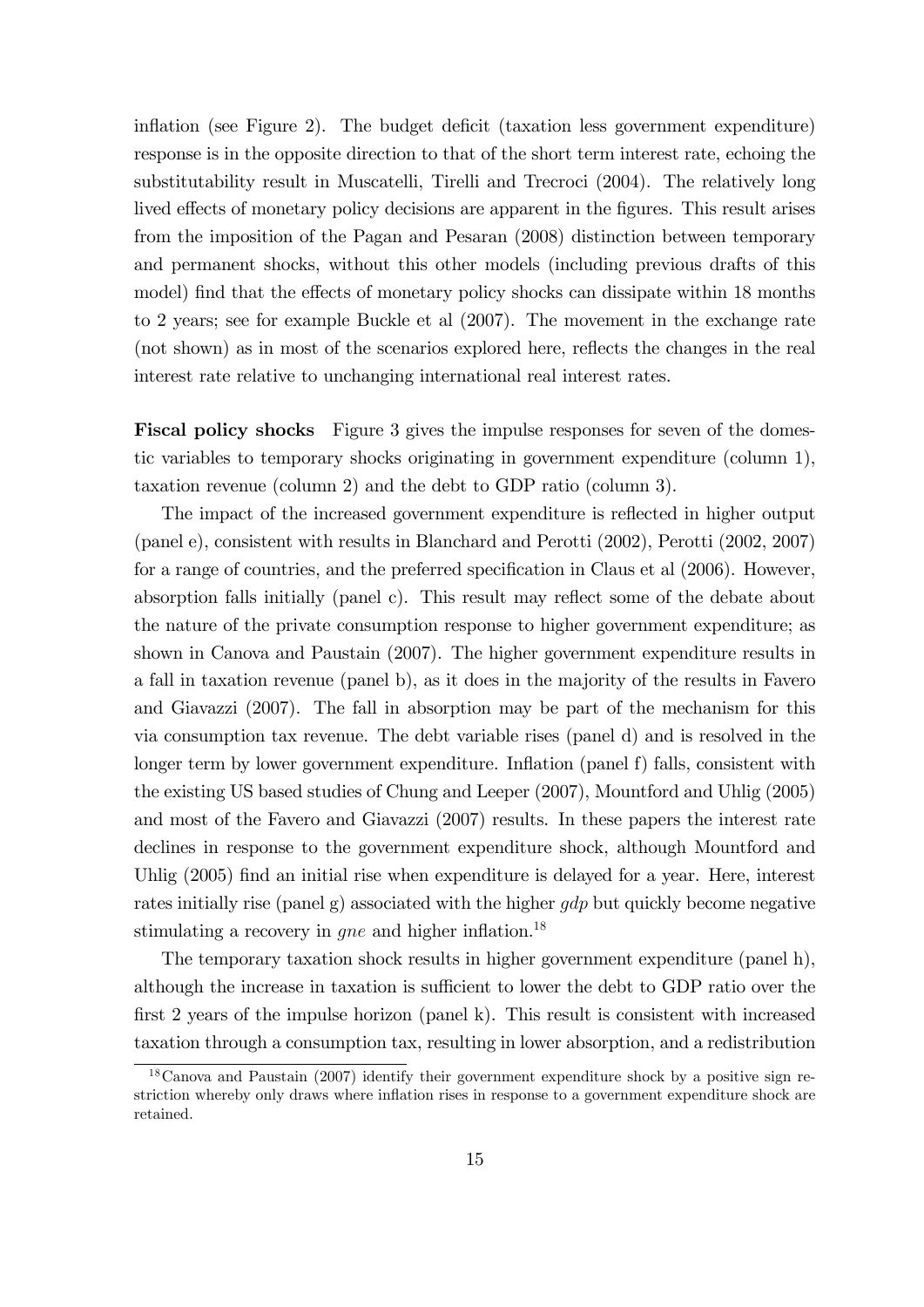inflation (see Figure 2). The budget deficit (taxation less government expenditure) response is in the opposite direction to that of the short term interest rate, echoing the substitutability result in Muscatelli, Tirelli and Trecroci (2004). The relatively long lived effects of monetary policy decisions are apparent in the figures. This result arises from the imposition of the Pagan and Pesaran (2008) distinction between temporary and permanent shocks, without this other models (including previous drafts of this model) find that the effects of monetary policy shocks can dissipate within 18 months to 2 years; see for example Buckle et al (2007). The movement in the exchange rate (not shown) as in most of the scenarios explored here, reflects the changes in the real interest rate relative to unchanging international real interest rates.

**Fiscal policy shocks** Figure 3 gives the impulse responses for seven of the domestic variables to temporary shocks originating in government expenditure (column 1), taxation revenue (column 2) and the debt to GDP ratio (column 3).

The impact of the increased government expenditure is reflected in higher output (panel e), consistent with results in Blanchard and Perotti (2002), Perotti (2002, 2007) for a range of countries, and the preferred specification in Claus et al (2006). However, absorption falls initially (panel c). This result may reflect some of the debate about the nature of the private consumption response to higher government expenditure; as shown in Canova and Paustain (2007). The higher government expenditure results in a fall in taxation revenue (panel b), as it does in the majority of the results in Favero and Giavazzi (2007). The fall in absorption may be part of the mechanism for this via consumption tax revenue. The debt variable rises (panel d) and is resolved in the longer term by lower government expenditure. Inflation (panel f) falls, consistent with the existing US based studies of Chung and Leeper (2007), Mountford and Uhlig (2005) and most of the Favero and Giavazzi (2007) results. In these papers the interest rate declines in response to the government expenditure shock, although Mountford and Uhlig (2005) find an initial rise when expenditure is delayed for a year. Here, interest rates initially rise (panel g) associated with the higher *gdp* but quickly become negative stimulating a recovery in *gne* and higher inflation.[18]

The temporary taxation shock results in higher government expenditure (panel h), although the increase in taxation is sufficient to lower the debt to GDP ratio over the first 2 years of the impulse horizon (panel k). This result is consistent with increased taxation through a consumption tax, resulting in lower absorption, and a redistribution

[18] Canova and Paustain (2007) identify their government expenditure shock by a positive sign restriction whereby only draws where inflation rises in response to a government expenditure shock are retained.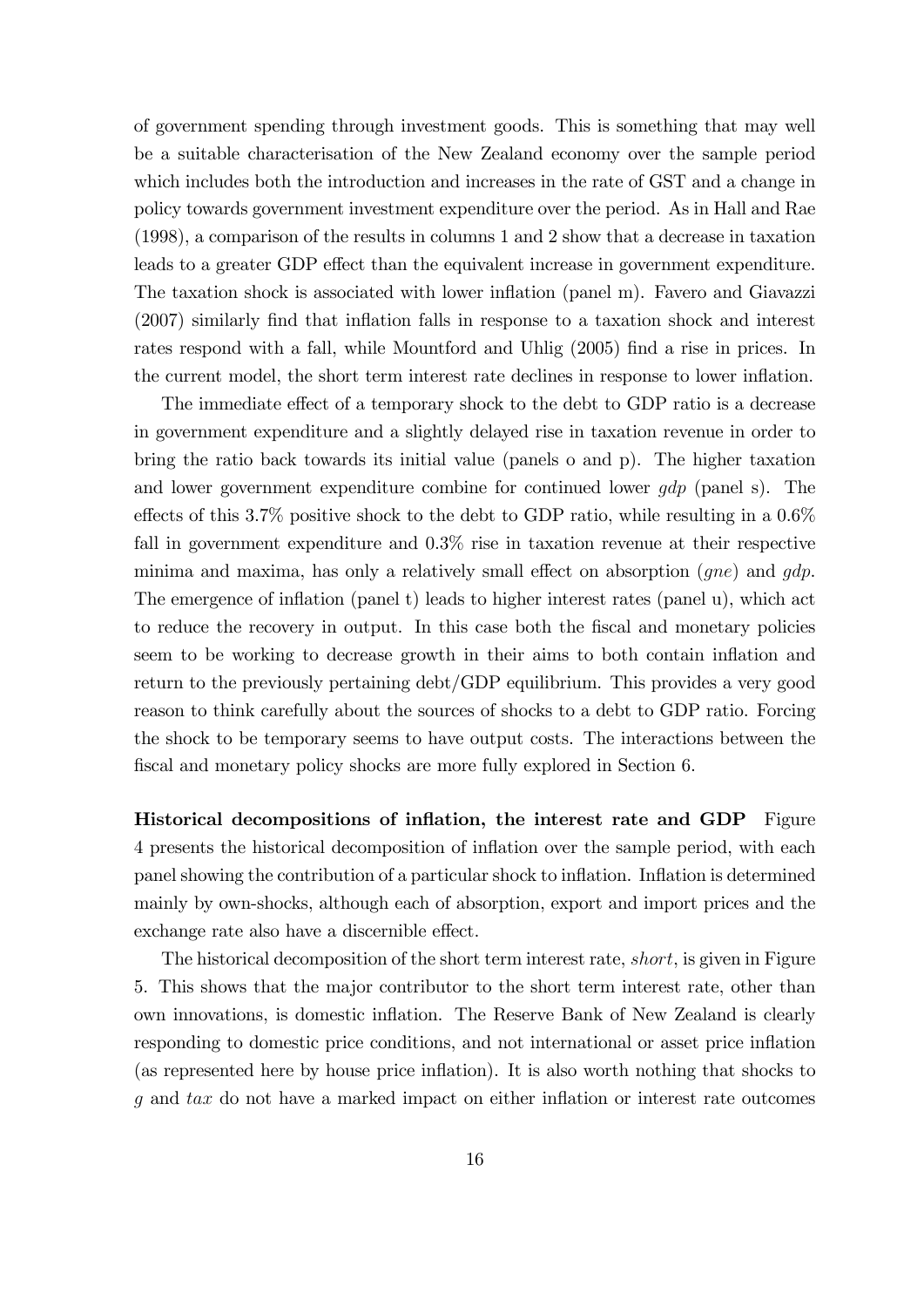of government spending through investment goods. This is something that may well be a suitable characterisation of the New Zealand economy over the sample period which includes both the introduction and increases in the rate of GST and a change in policy towards government investment expenditure over the period. As in Hall and Rae (1998), a comparison of the results in columns 1 and 2 show that a decrease in taxation leads to a greater GDP effect than the equivalent increase in government expenditure. The taxation shock is associated with lower inflation (panel m). Favero and Giavazzi (2007) similarly find that inflation falls in response to a taxation shock and interest rates respond with a fall, while Mountford and Uhlig (2005) find a rise in prices. In the current model, the short term interest rate declines in response to lower inflation.

The immediate effect of a temporary shock to the debt to GDP ratio is a decrease in government expenditure and a slightly delayed rise in taxation revenue in order to bring the ratio back towards its initial value (panels o and p). The higher taxation and lower government expenditure combine for continued lower *gdp* (panel s). The effects of this 3.7% positive shock to the debt to GDP ratio, while resulting in a 0.6% fall in government expenditure and 0.3% rise in taxation revenue at their respective minima and maxima, has only a relatively small effect on absorption (*gne*) and *gdp*. The emergence of inflation (panel t) leads to higher interest rates (panel u), which act to reduce the recovery in output. In this case both the fiscal and monetary policies seem to be working to decrease growth in their aims to both contain inflation and return to the previously pertaining debt/GDP equilibrium. This provides a very good reason to think carefully about the sources of shocks to a debt to GDP ratio. Forcing the shock to be temporary seems to have output costs. The interactions between the fiscal and monetary policy shocks are more fully explored in Section 6.

**Historical decompositions of inflation, the interest rate and GDP** Figure 4 presents the historical decomposition of inflation over the sample period, with each panel showing the contribution of a particular shock to inflation. Inflation is determined mainly by own-shocks, although each of absorption, export and import prices and the exchange rate also have a discernible effect.

The historical decomposition of the short term interest rate, *short*, is given in Figure 5. This shows that the major contributor to the short term interest rate, other than own innovations, is domestic inflation. The Reserve Bank of New Zealand is clearly responding to domestic price conditions, and not international or asset price inflation (as represented here by house price inflation). It is also worth nothing that shocks to *g* and *tax* do not have a marked impact on either inflation or interest rate outcomes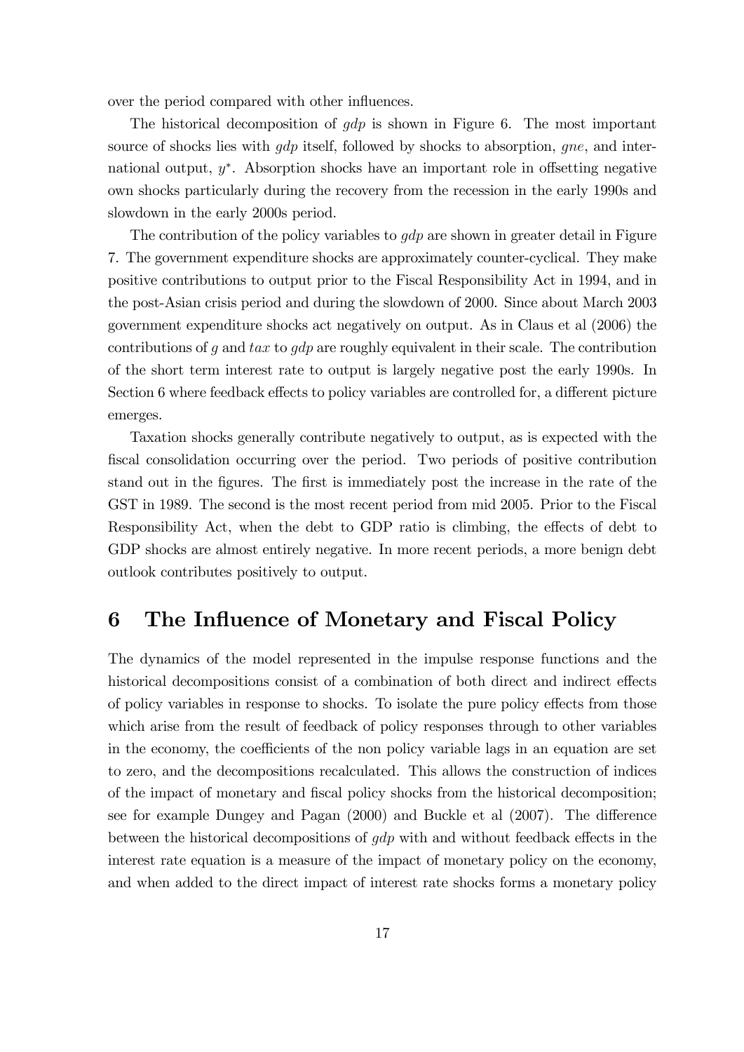over the period compared with other influences.

The historical decomposition of $gdp$ is shown in Figure 6. The most important source of shocks lies with $gdp$ itself, followed by shocks to absorption, $gne$, and international output, $y^*$. Absorption shocks have an important role in offsetting negative own shocks particularly during the recovery from the recession in the early 1990s and slowdown in the early 2000s period.

The contribution of the policy variables to $gdp$ are shown in greater detail in Figure 7. The government expenditure shocks are approximately counter-cyclical. They make positive contributions to output prior to the Fiscal Responsibility Act in 1994, and in the post-Asian crisis period and during the slowdown of 2000. Since about March 2003 government expenditure shocks act negatively on output. As in Claus et al (2006) the contributions of $g$ and $tax$ to $gdp$ are roughly equivalent in their scale. The contribution of the short term interest rate to output is largely negative post the early 1990s. In Section 6 where feedback effects to policy variables are controlled for, a different picture emerges.

Taxation shocks generally contribute negatively to output, as is expected with the fiscal consolidation occurring over the period. Two periods of positive contribution stand out in the figures. The first is immediately post the increase in the rate of the GST in 1989. The second is the most recent period from mid 2005. Prior to the Fiscal Responsibility Act, when the debt to GDP ratio is climbing, the effects of debt to GDP shocks are almost entirely negative. In more recent periods, a more benign debt outlook contributes positively to output.

# 6 The Influence of Monetary and Fiscal Policy

The dynamics of the model represented in the impulse response functions and the historical decompositions consist of a combination of both direct and indirect effects of policy variables in response to shocks. To isolate the pure policy effects from those which arise from the result of feedback of policy responses through to other variables in the economy, the coefficients of the non policy variable lags in an equation are set to zero, and the decompositions recalculated. This allows the construction of indices of the impact of monetary and fiscal policy shocks from the historical decomposition; see for example Dungey and Pagan (2000) and Buckle et al (2007). The difference between the historical decompositions of $gdp$ with and without feedback effects in the interest rate equation is a measure of the impact of monetary policy on the economy, and when added to the direct impact of interest rate shocks forms a monetary policy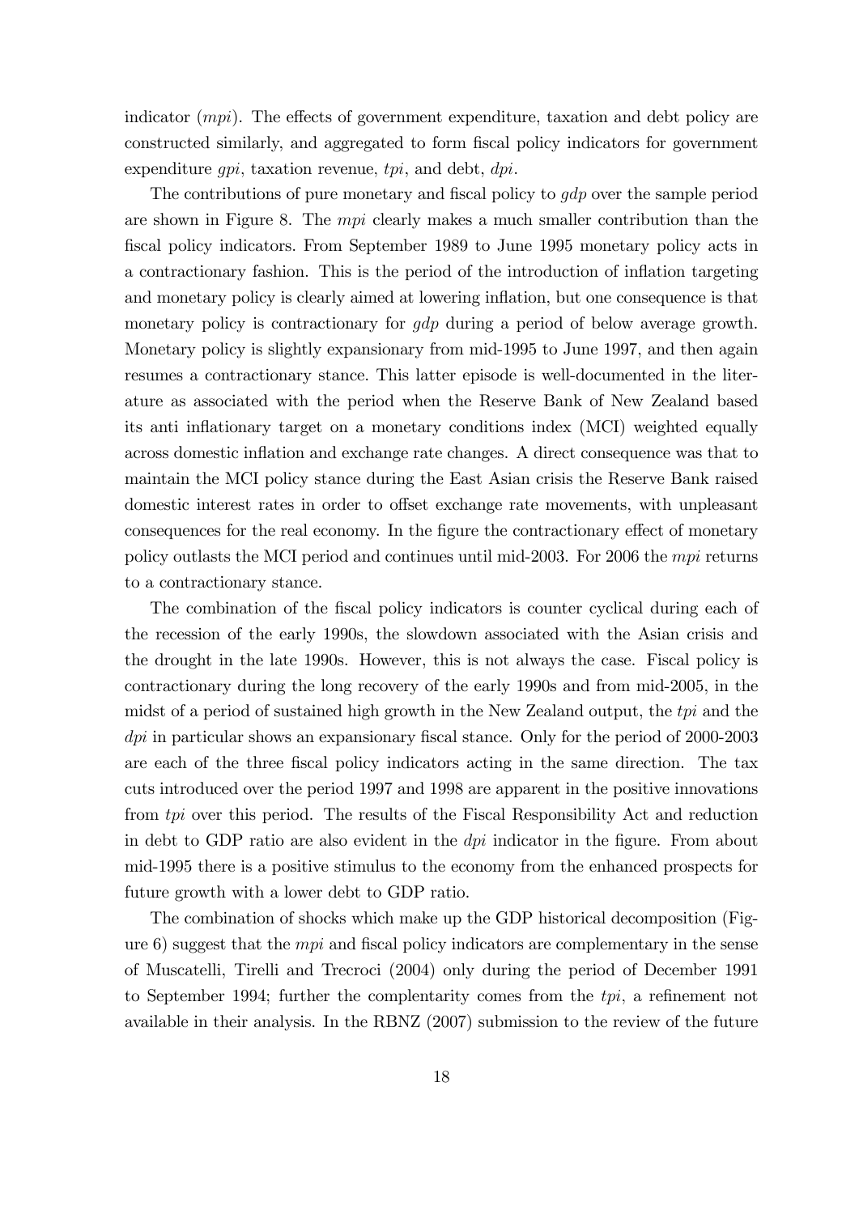indicator (*mpi*). The effects of government expenditure, taxation and debt policy are constructed similarly, and aggregated to form fiscal policy indicators for government expenditure *gpi*, taxation revenue, *tpi*, and debt, *dpi*.

The contributions of pure monetary and fiscal policy to *gdp* over the sample period are shown in Figure 8. The *mpi* clearly makes a much smaller contribution than the fiscal policy indicators. From September 1989 to June 1995 monetary policy acts in a contractionary fashion. This is the period of the introduction of inflation targeting and monetary policy is clearly aimed at lowering inflation, but one consequence is that monetary policy is contractionary for *gdp* during a period of below average growth. Monetary policy is slightly expansionary from mid-1995 to June 1997, and then again resumes a contractionary stance. This latter episode is well-documented in the literature as associated with the period when the Reserve Bank of New Zealand based its anti inflationary target on a monetary conditions index (MCI) weighted equally across domestic inflation and exchange rate changes. A direct consequence was that to maintain the MCI policy stance during the East Asian crisis the Reserve Bank raised domestic interest rates in order to offset exchange rate movements, with unpleasant consequences for the real economy. In the figure the contractionary effect of monetary policy outlasts the MCI period and continues until mid-2003. For 2006 the *mpi* returns to a contractionary stance.

The combination of the fiscal policy indicators is counter cyclical during each of the recession of the early 1990s, the slowdown associated with the Asian crisis and the drought in the late 1990s. However, this is not always the case. Fiscal policy is contractionary during the long recovery of the early 1990s and from mid-2005, in the midst of a period of sustained high growth in the New Zealand output, the *tpi* and the *dpi* in particular shows an expansionary fiscal stance. Only for the period of 2000-2003 are each of the three fiscal policy indicators acting in the same direction. The tax cuts introduced over the period 1997 and 1998 are apparent in the positive innovations from *tpi* over this period. The results of the Fiscal Responsibility Act and reduction in debt to GDP ratio are also evident in the *dpi* indicator in the figure. From about mid-1995 there is a positive stimulus to the economy from the enhanced prospects for future growth with a lower debt to GDP ratio.

The combination of shocks which make up the GDP historical decomposition (Figure 6) suggest that the *mpi* and fiscal policy indicators are complementary in the sense of Muscatelli, Tirelli and Trecroci (2004) only during the period of December 1991 to September 1994; further the complentarity comes from the *tpi*, a refinement not available in their analysis. In the RBNZ (2007) submission to the review of the future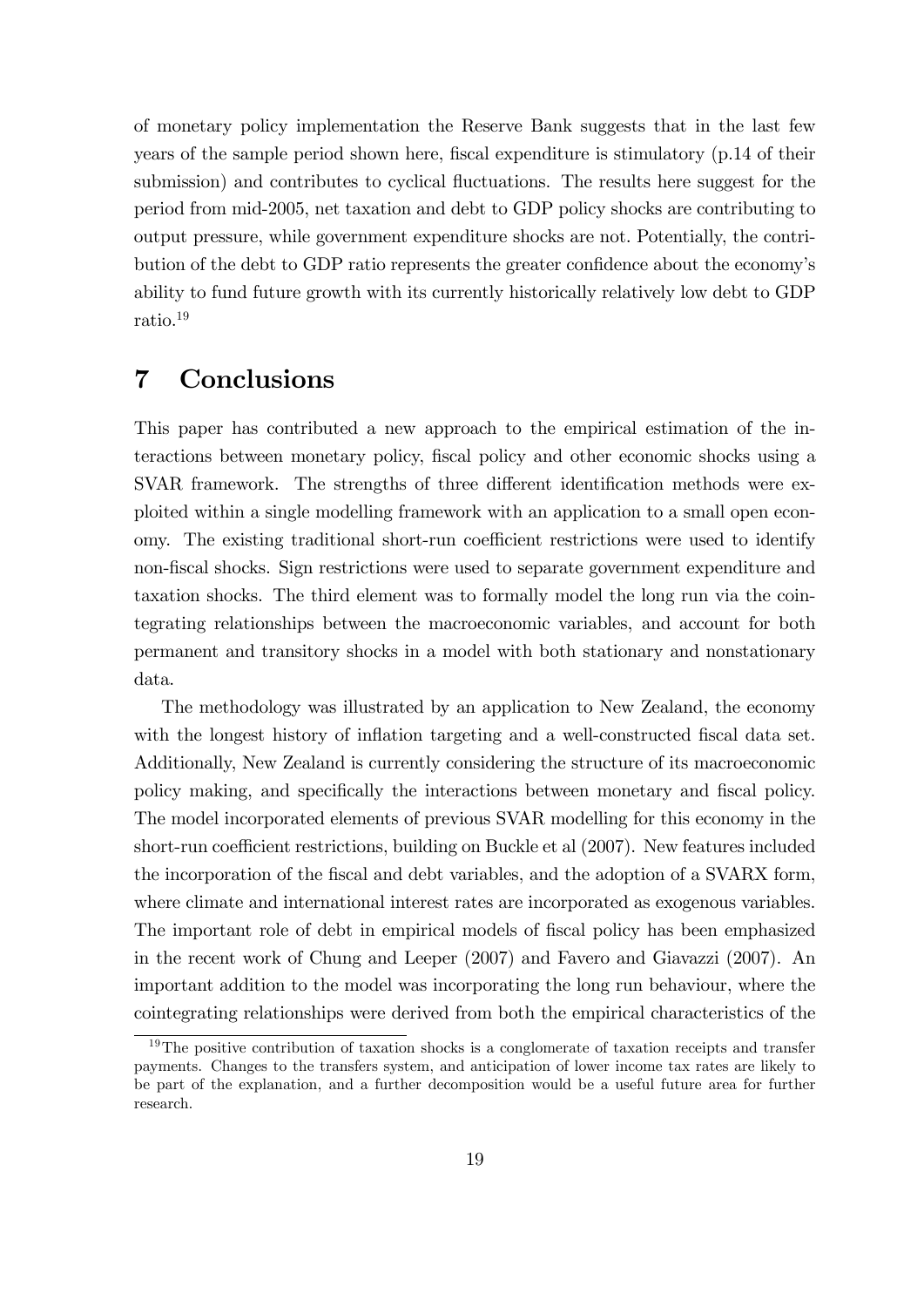of monetary policy implementation the Reserve Bank suggests that in the last few years of the sample period shown here, fiscal expenditure is stimulatory (p.14 of their submission) and contributes to cyclical fluctuations. The results here suggest for the period from mid-2005, net taxation and debt to GDP policy shocks are contributing to output pressure, while government expenditure shocks are not. Potentially, the contribution of the debt to GDP ratio represents the greater confidence about the economy's ability to fund future growth with its currently historically relatively low debt to GDP ratio.[19]

# 7 Conclusions

This paper has contributed a new approach to the empirical estimation of the interactions between monetary policy, fiscal policy and other economic shocks using a SVAR framework. The strengths of three different identification methods were exploited within a single modelling framework with an application to a small open economy. The existing traditional short-run coefficient restrictions were used to identify non-fiscal shocks. Sign restrictions were used to separate government expenditure and taxation shocks. The third element was to formally model the long run via the cointegrating relationships between the macroeconomic variables, and account for both permanent and transitory shocks in a model with both stationary and nonstationary data.

The methodology was illustrated by an application to New Zealand, the economy with the longest history of inflation targeting and a well-constructed fiscal data set. Additionally, New Zealand is currently considering the structure of its macroeconomic policy making, and specifically the interactions between monetary and fiscal policy. The model incorporated elements of previous SVAR modelling for this economy in the short-run coefficient restrictions, building on Buckle et al (2007). New features included the incorporation of the fiscal and debt variables, and the adoption of a SVARX form, where climate and international interest rates are incorporated as exogenous variables. The important role of debt in empirical models of fiscal policy has been emphasized in the recent work of Chung and Leeper (2007) and Favero and Giavazzi (2007). An important addition to the model was incorporating the long run behaviour, where the cointegrating relationships were derived from both the empirical characteristics of the

[19] The positive contribution of taxation shocks is a conglomerate of taxation receipts and transfer payments. Changes to the transfers system, and anticipation of lower income tax rates are likely to be part of the explanation, and a further decomposition would be a useful future area for further research.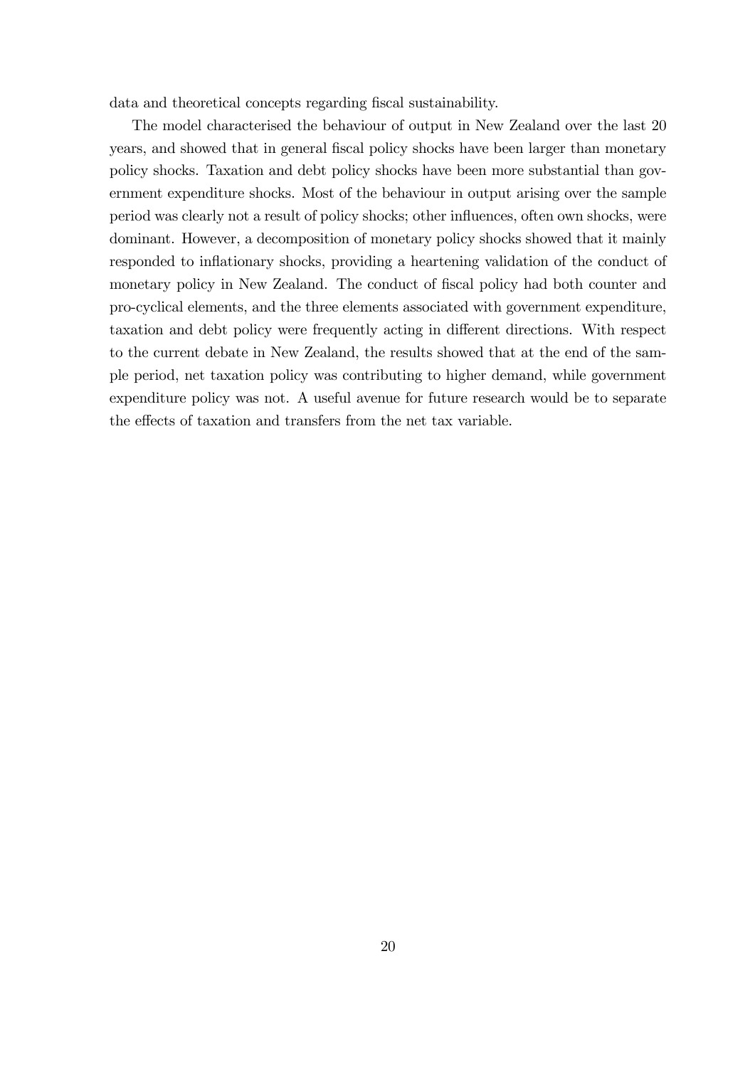data and theoretical concepts regarding fiscal sustainability.

The model characterised the behaviour of output in New Zealand over the last 20 years, and showed that in general fiscal policy shocks have been larger than monetary policy shocks. Taxation and debt policy shocks have been more substantial than government expenditure shocks. Most of the behaviour in output arising over the sample period was clearly not a result of policy shocks; other influences, often own shocks, were dominant. However, a decomposition of monetary policy shocks showed that it mainly responded to inflationary shocks, providing a heartening validation of the conduct of monetary policy in New Zealand. The conduct of fiscal policy had both counter and pro-cyclical elements, and the three elements associated with government expenditure, taxation and debt policy were frequently acting in different directions. With respect to the current debate in New Zealand, the results showed that at the end of the sample period, net taxation policy was contributing to higher demand, while government expenditure policy was not. A useful avenue for future research would be to separate the effects of taxation and transfers from the net tax variable.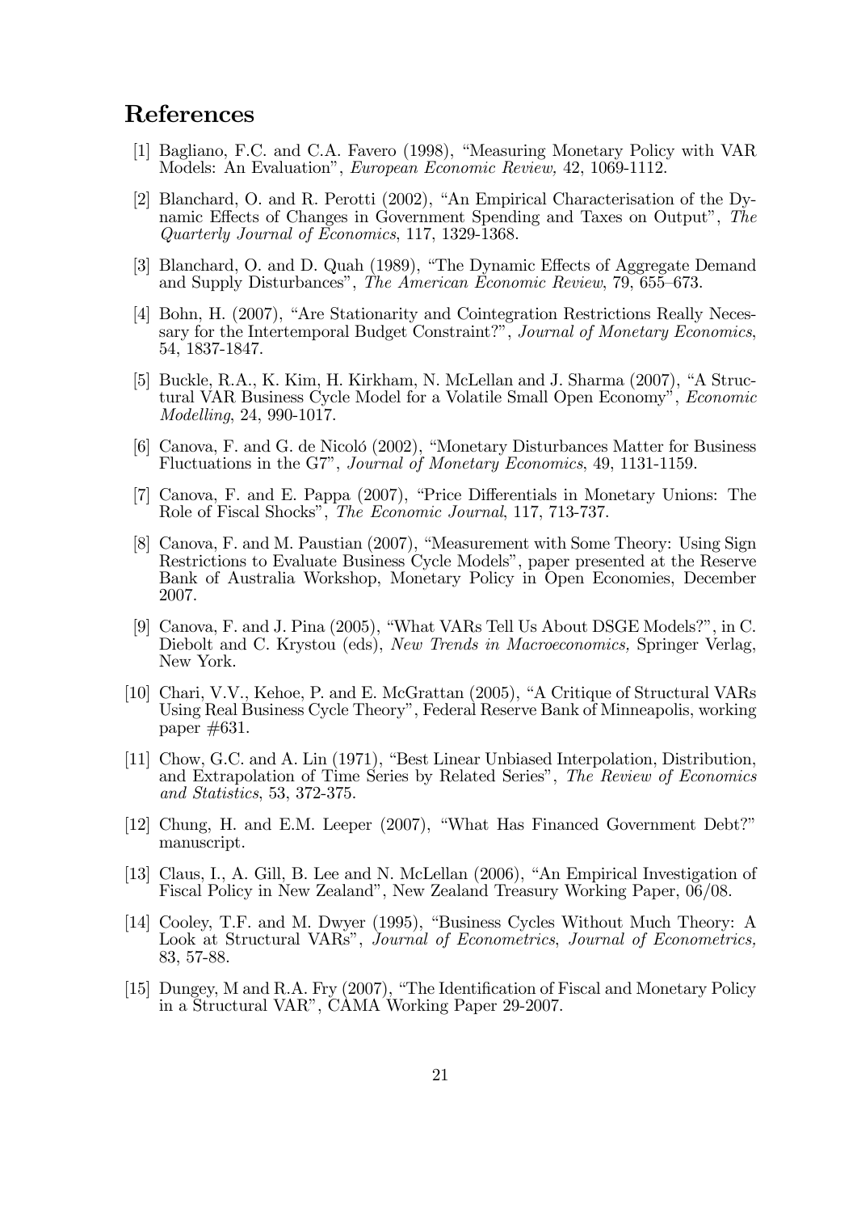## References

[1] Bagliano, F.C. and C.A. Favero (1998), "Measuring Monetary Policy with VAR Models: An Evaluation", *European Economic Review,* 42, 1069-1112.

[2] Blanchard, O. and R. Perotti (2002), "An Empirical Characterisation of the Dynamic Effects of Changes in Government Spending and Taxes on Output", *The Quarterly Journal of Economics*, 117, 1329-1368.

[3] Blanchard, O. and D. Quah (1989), "The Dynamic Effects of Aggregate Demand and Supply Disturbances", *The American Economic Review*, 79, 655–673.

[4] Bohn, H. (2007), "Are Stationarity and Cointegration Restrictions Really Necessary for the Intertemporal Budget Constraint?", *Journal of Monetary Economics*, 54, 1837-1847.

[5] Buckle, R.A., K. Kim, H. Kirkham, N. McLellan and J. Sharma (2007), "A Structural VAR Business Cycle Model for a Volatile Small Open Economy", *Economic Modelling*, 24, 990-1017.

[6] Canova, F. and G. de Nicoló (2002), "Monetary Disturbances Matter for Business Fluctuations in the G7", *Journal of Monetary Economics*, 49, 1131-1159.

[7] Canova, F. and E. Pappa (2007), "Price Differentials in Monetary Unions: The Role of Fiscal Shocks", *The Economic Journal*, 117, 713-737.

[8] Canova, F. and M. Paustian (2007), "Measurement with Some Theory: Using Sign Restrictions to Evaluate Business Cycle Models", paper presented at the Reserve Bank of Australia Workshop, Monetary Policy in Open Economies, December 2007.

[9] Canova, F. and J. Pina (2005), "What VARs Tell Us About DSGE Models?", in C. Diebolt and C. Krystou (eds), *New Trends in Macroeconomics,* Springer Verlag, New York.

[10] Chari, V.V., Kehoe, P. and E. McGrattan (2005), "A Critique of Structural VARs Using Real Business Cycle Theory", Federal Reserve Bank of Minneapolis, working paper #631.

[11] Chow, G.C. and A. Lin (1971), "Best Linear Unbiased Interpolation, Distribution, and Extrapolation of Time Series by Related Series", *The Review of Economics and Statistics*, 53, 372-375.

[12] Chung, H. and E.M. Leeper (2007), "What Has Financed Government Debt?" manuscript.

[13] Claus, I., A. Gill, B. Lee and N. McLellan (2006), "An Empirical Investigation of Fiscal Policy in New Zealand", New Zealand Treasury Working Paper, 06/08.

[14] Cooley, T.F. and M. Dwyer (1995), "Business Cycles Without Much Theory: A Look at Structural VARs", *Journal of Econometrics*, *Journal of Econometrics,* 83, 57-88.

[15] Dungey, M and R.A. Fry (2007), "The Identification of Fiscal and Monetary Policy in a Structural VAR", CAMA Working Paper 29-2007.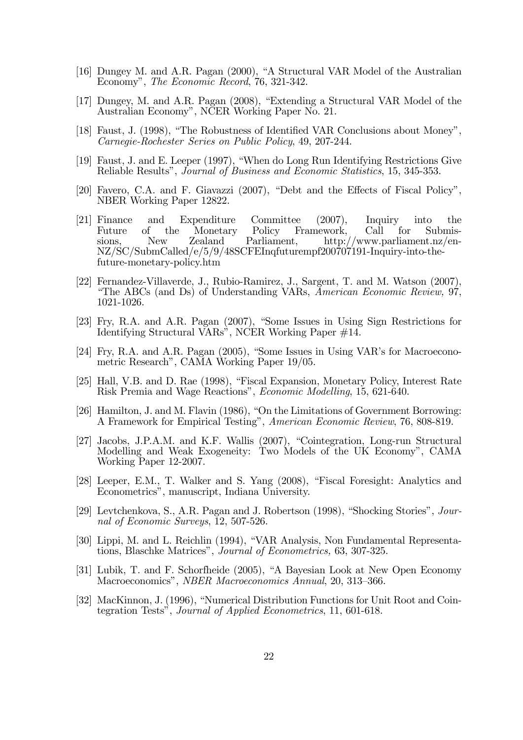[16] Dungey M. and A.R. Pagan (2000), "A Structural VAR Model of the Australian Economy", *The Economic Record*, 76, 321-342.

[17] Dungey, M. and A.R. Pagan (2008), "Extending a Structural VAR Model of the Australian Economy", NCER Working Paper No. 21.

[18] Faust, J. (1998), "The Robustness of Identified VAR Conclusions about Money", *Carnegie-Rochester Series on Public Policy*, 49, 207-244.

[19] Faust, J. and E. Leeper (1997), "When do Long Run Identifying Restrictions Give Reliable Results", *Journal of Business and Economic Statistics*, 15, 345-353.

[20] Favero, C.A. and F. Giavazzi (2007), "Debt and the Effects of Fiscal Policy", NBER Working Paper 12822.

[21] Finance and Expenditure Committee (2007), Inquiry into the Future of the Monetary Policy Framework, Call for Submissions, New Zealand Parliament, http://www.parliament.nz/en-NZ/SC/SubmCalled/e/5/9/48SCFEInqfuturempf200707191-Inquiry-into-the-future-monetary-policy.htm

[22] Fernandez-Villaverde, J., Rubio-Ramirez, J., Sargent, T. and M. Watson (2007), "The ABCs (and Ds) of Understanding VARs, *American Economic Review*, 97, 1021-1026.

[23] Fry, R.A. and A.R. Pagan (2007), "Some Issues in Using Sign Restrictions for Identifying Structural VARs", NCER Working Paper #14.

[24] Fry, R.A. and A.R. Pagan (2005), "Some Issues in Using VAR's for Macroeconometric Research", CAMA Working Paper 19/05.

[25] Hall, V.B. and D. Rae (1998), "Fiscal Expansion, Monetary Policy, Interest Rate Risk Premia and Wage Reactions", *Economic Modelling*, 15, 621-640.

[26] Hamilton, J. and M. Flavin (1986), "On the Limitations of Government Borrowing: A Framework for Empirical Testing", *American Economic Review*, 76, 808-819.

[27] Jacobs, J.P.A.M. and K.F. Wallis (2007), "Cointegration, Long-run Structural Modelling and Weak Exogeneity: Two Models of the UK Economy", CAMA Working Paper 12-2007.

[28] Leeper, E.M., T. Walker and S. Yang (2008), "Fiscal Foresight: Analytics and Econometrics", manuscript, Indiana University.

[29] Levtchenkova, S., A.R. Pagan and J. Robertson (1998), "Shocking Stories", *Journal of Economic Surveys*, 12, 507-526.

[30] Lippi, M. and L. Reichlin (1994), "VAR Analysis, Non Fundamental Representations, Blaschke Matrices", *Journal of Econometrics,* 63, 307-325.

[31] Lubik, T. and F. Schorfheide (2005), "A Bayesian Look at New Open Economy Macroeconomics", *NBER Macroeconomics Annual*, 20, 313–366.

[32] MacKinnon, J. (1996), "Numerical Distribution Functions for Unit Root and Cointegration Tests", *Journal of Applied Econometrics*, 11, 601-618.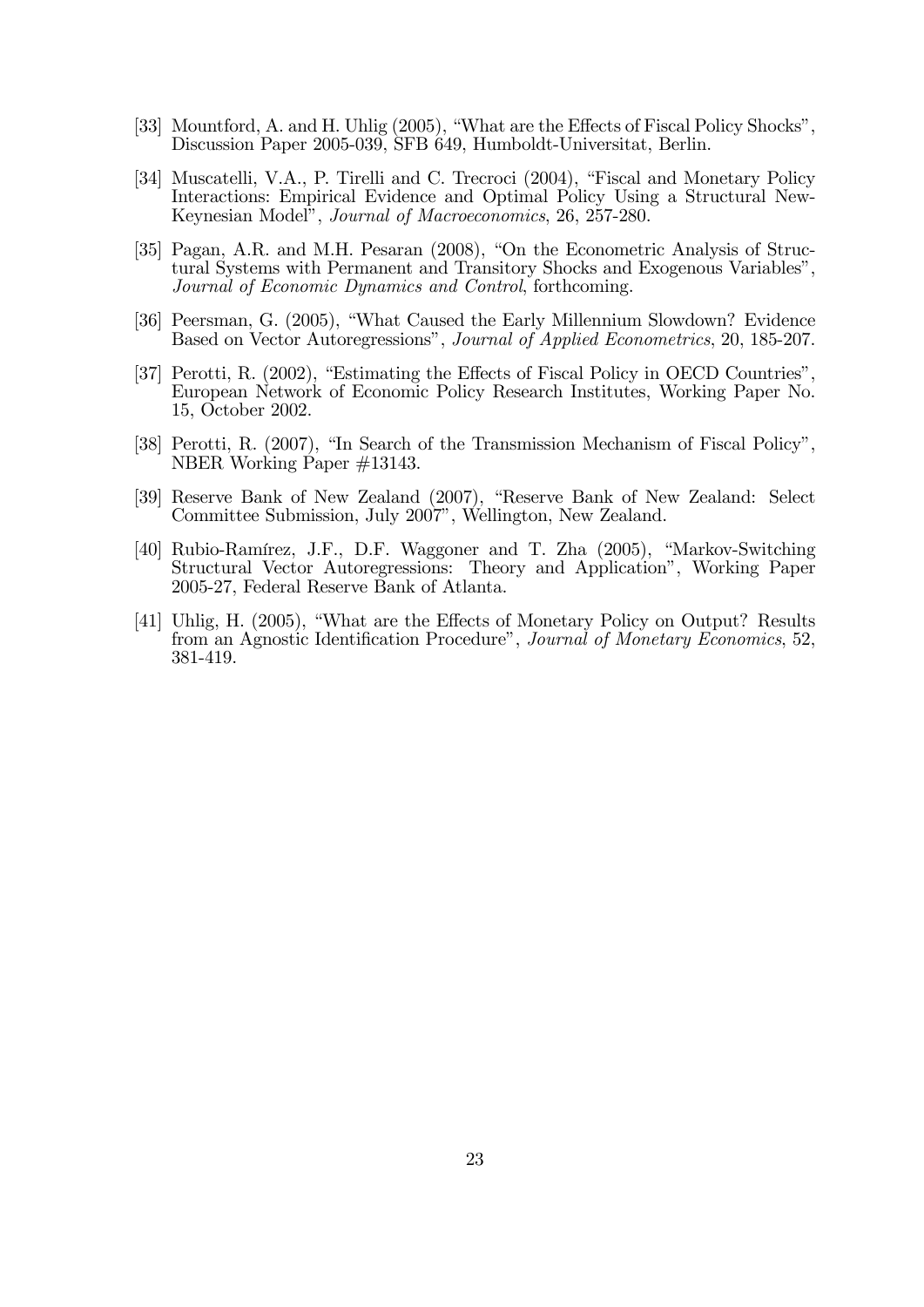[33] Mountford, A. and H. Uhlig (2005), "What are the Effects of Fiscal Policy Shocks", Discussion Paper 2005-039, SFB 649, Humboldt-Universitat, Berlin.

[34] Muscatelli, V.A., P. Tirelli and C. Trecroci (2004), "Fiscal and Monetary Policy Interactions: Empirical Evidence and Optimal Policy Using a Structural New-Keynesian Model", *Journal of Macroeconomics*, 26, 257-280.

[35] Pagan, A.R. and M.H. Pesaran (2008), "On the Econometric Analysis of Structural Systems with Permanent and Transitory Shocks and Exogenous Variables", *Journal of Economic Dynamics and Control*, forthcoming.

[36] Peersman, G. (2005), "What Caused the Early Millennium Slowdown? Evidence Based on Vector Autoregressions", *Journal of Applied Econometrics*, 20, 185-207.

[37] Perotti, R. (2002), "Estimating the Effects of Fiscal Policy in OECD Countries", European Network of Economic Policy Research Institutes, Working Paper No. 15, October 2002.

[38] Perotti, R. (2007), "In Search of the Transmission Mechanism of Fiscal Policy", NBER Working Paper #13143.

[39] Reserve Bank of New Zealand (2007), "Reserve Bank of New Zealand: Select Committee Submission, July 2007", Wellington, New Zealand.

[40] Rubio-Ramírez, J.F., D.F. Waggoner and T. Zha (2005), "Markov-Switching Structural Vector Autoregressions: Theory and Application", Working Paper 2005-27, Federal Reserve Bank of Atlanta.

[41] Uhlig, H. (2005), "What are the Effects of Monetary Policy on Output? Results from an Agnostic Identification Procedure", *Journal of Monetary Economics*, 52, 381-419.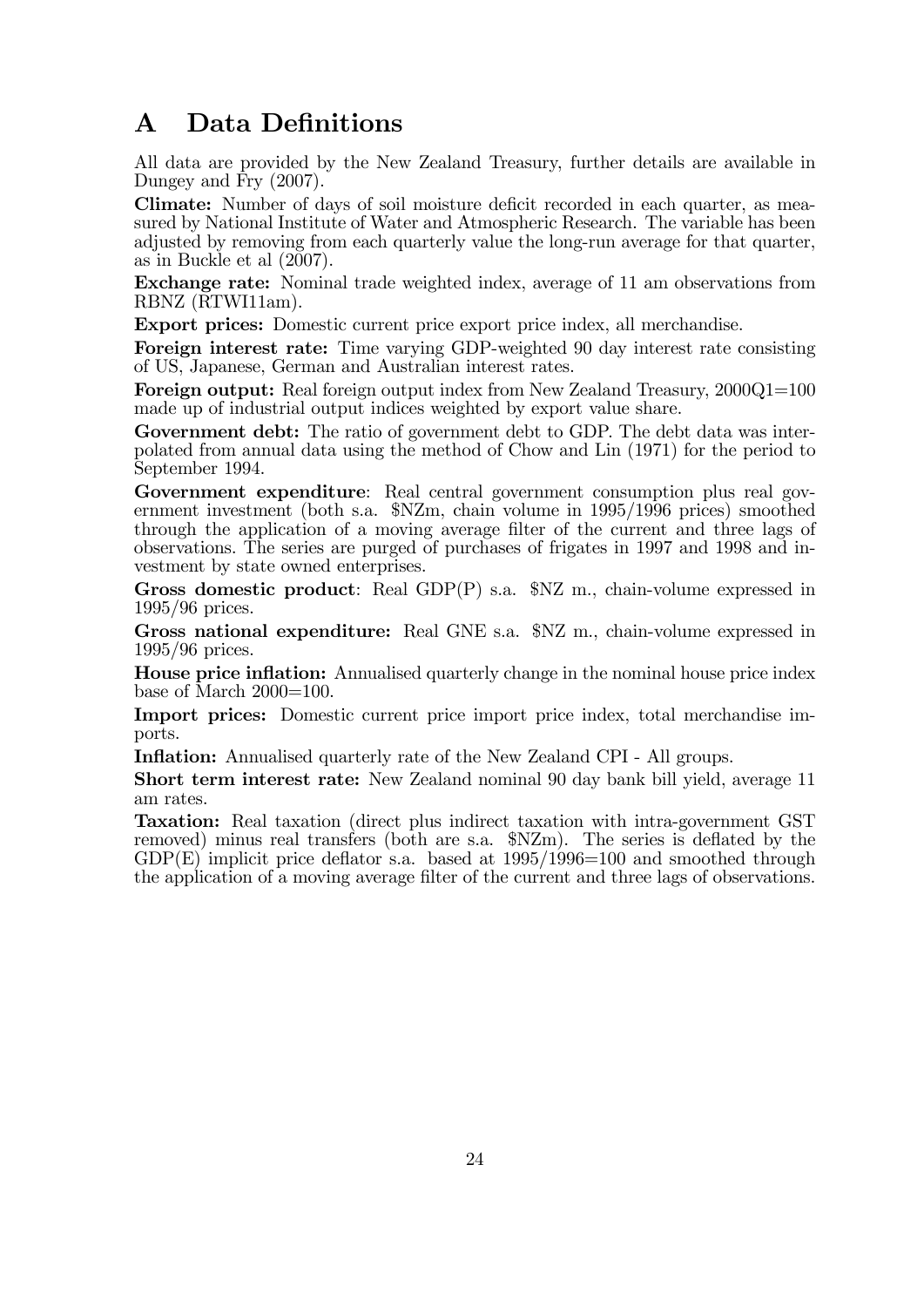# A Data Definitions

All data are provided by the New Zealand Treasury, further details are available in Dungey and Fry (2007).

**Climate:** Number of days of soil moisture deficit recorded in each quarter, as measured by National Institute of Water and Atmospheric Research. The variable has been adjusted by removing from each quarterly value the long-run average for that quarter, as in Buckle et al (2007).

**Exchange rate:** Nominal trade weighted index, average of 11 am observations from RBNZ (RTWI11am).

**Export prices:** Domestic current price export price index, all merchandise.

**Foreign interest rate:** Time varying GDP-weighted 90 day interest rate consisting of US, Japanese, German and Australian interest rates.

**Foreign output:** Real foreign output index from New Zealand Treasury, 2000Q1=100 made up of industrial output indices weighted by export value share.

**Government debt:** The ratio of government debt to GDP. The debt data was interpolated from annual data using the method of Chow and Lin (1971) for the period to September 1994.

**Government expenditure**: Real central government consumption plus real government investment (both s.a. $NZm, chain volume in 1995/1996 prices) smoothed through the application of a moving average filter of the current and three lags of observations. The series are purged of purchases of frigates in 1997 and 1998 and investment by state owned enterprises.

**Gross domestic product**: Real GDP(P) s.a. $NZ m., chain-volume expressed in 1995/96 prices.

**Gross national expenditure:** Real GNE s.a. $NZ m., chain-volume expressed in 1995/96 prices.

**House price inflation:** Annualised quarterly change in the nominal house price index base of March 2000=100.

**Import prices:** Domestic current price import price index, total merchandise imports.

**Inflation:** Annualised quarterly rate of the New Zealand CPI - All groups.

**Short term interest rate:** New Zealand nominal 90 day bank bill yield, average 11 am rates.

**Taxation:** Real taxation (direct plus indirect taxation with intra-government GST removed) minus real transfers (both are s.a. $NZm). The series is deflated by the GDP(E) implicit price deflator s.a. based at 1995/1996=100 and smoothed through the application of a moving average filter of the current and three lags of observations.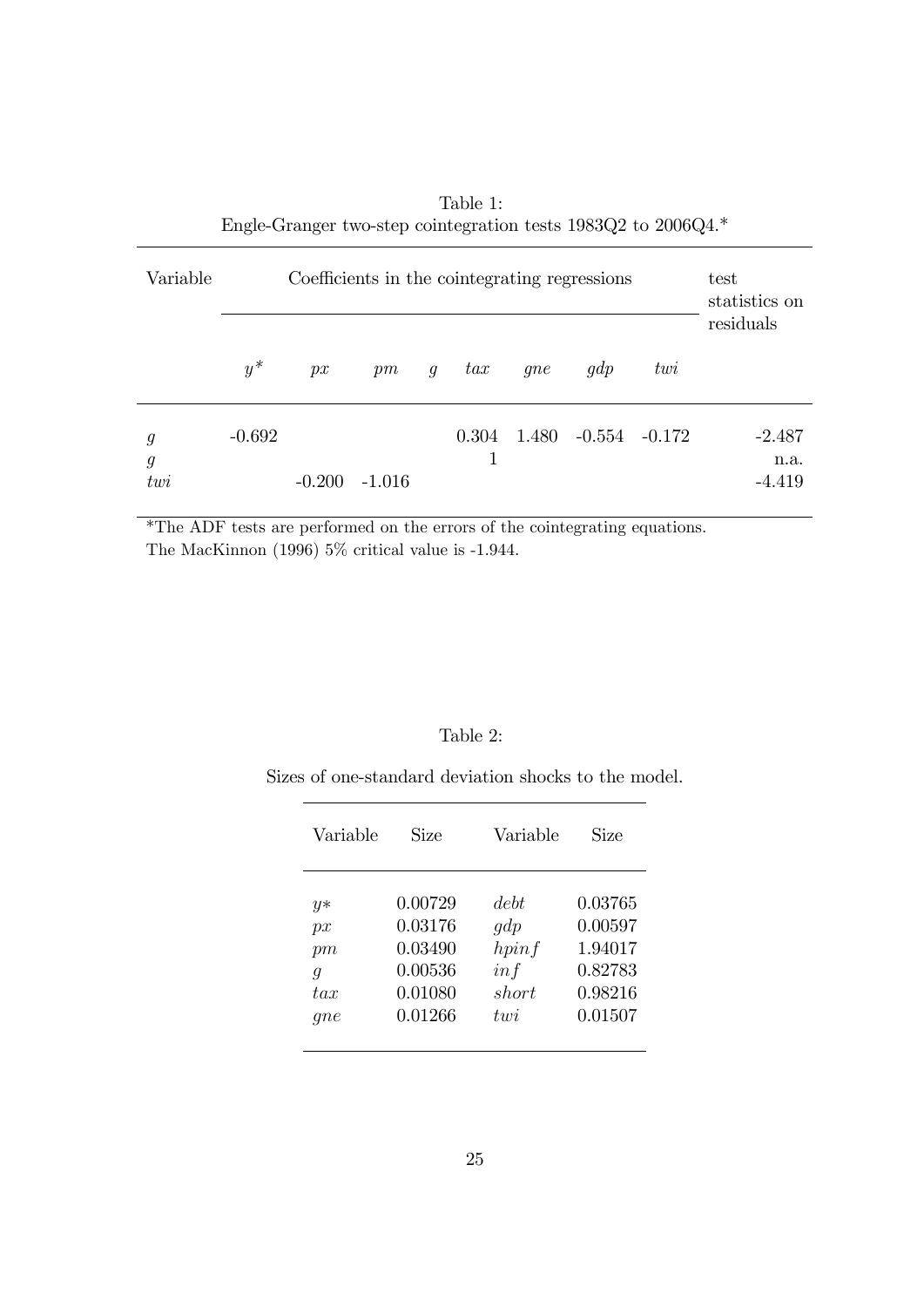Table 1:
Engle-Granger two-step cointegration tests 1983Q2 to 2006Q4.*

| Variable | Coefficients in the cointegrating regressions | | | | | | | | test statistics on residuals |
|---|---|---|---|---|---|---|---|---|---|
| | $y^*$ | $px$ | $pm$ | $g$ | $tax$ | $gne$ | $gdp$ | $twi$ | |
| $g$ | -0.692 | | | | 0.304 | 1.480 | -0.554 | -0.172 | -2.487 |
| $g$ | | | | | 1 | | | | n.a. |
| $twi$ | | -0.200 | -1.016 | | | | | | -4.419 |

*The ADF tests are performed on the errors of the cointegrating equations.
The MacKinnon (1996) 5% critical value is -1.944.

Table 2:

Sizes of one-standard deviation shocks to the model.

| Variable | Size | Variable | Size |
|---|---|---|---|
| $y*$ | 0.00729 | $debt$ | 0.03765 |
| $px$ | 0.03176 | $gdp$ | 0.00597 |
| $pm$ | 0.03490 | $hpinf$ | 1.94017 |
| $g$ | 0.00536 | $inf$ | 0.82783 |
| $tax$ | 0.01080 | $short$ | 0.98216 |
| $gne$ | 0.01266 | $twi$ | 0.01507 |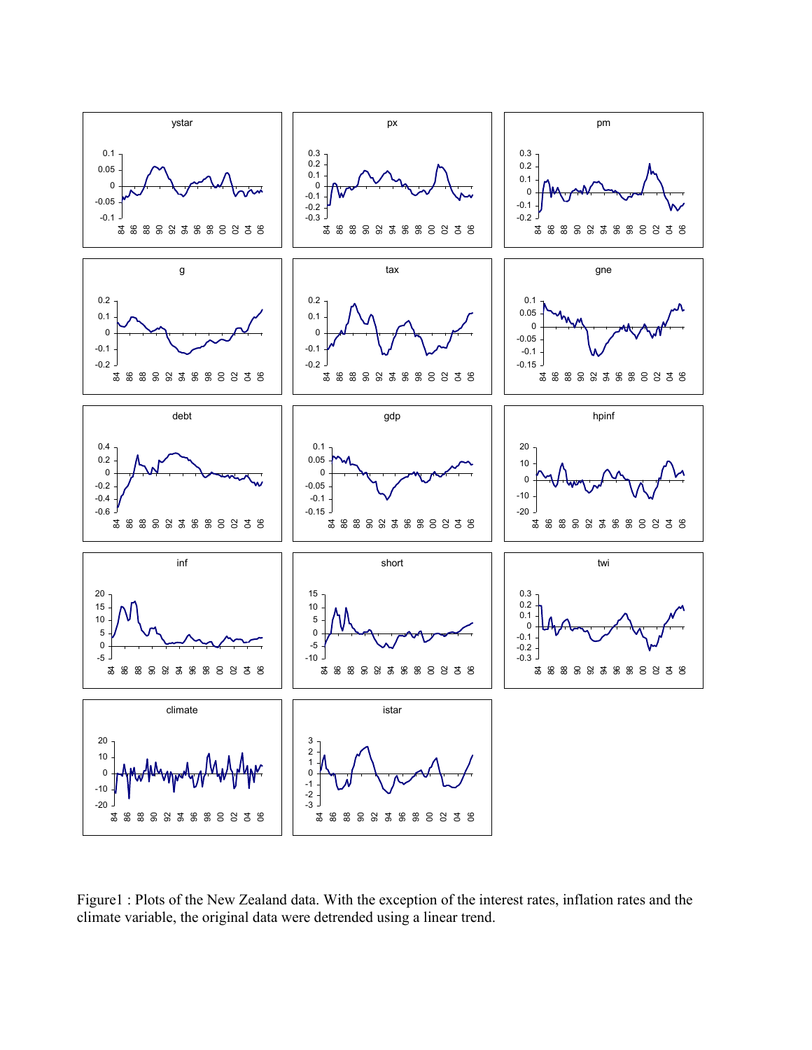Figure1 : Plots of the New Zealand data. With the exception of the interest rates, inflation rates and the climate variable, the original data were detrended using a linear trend.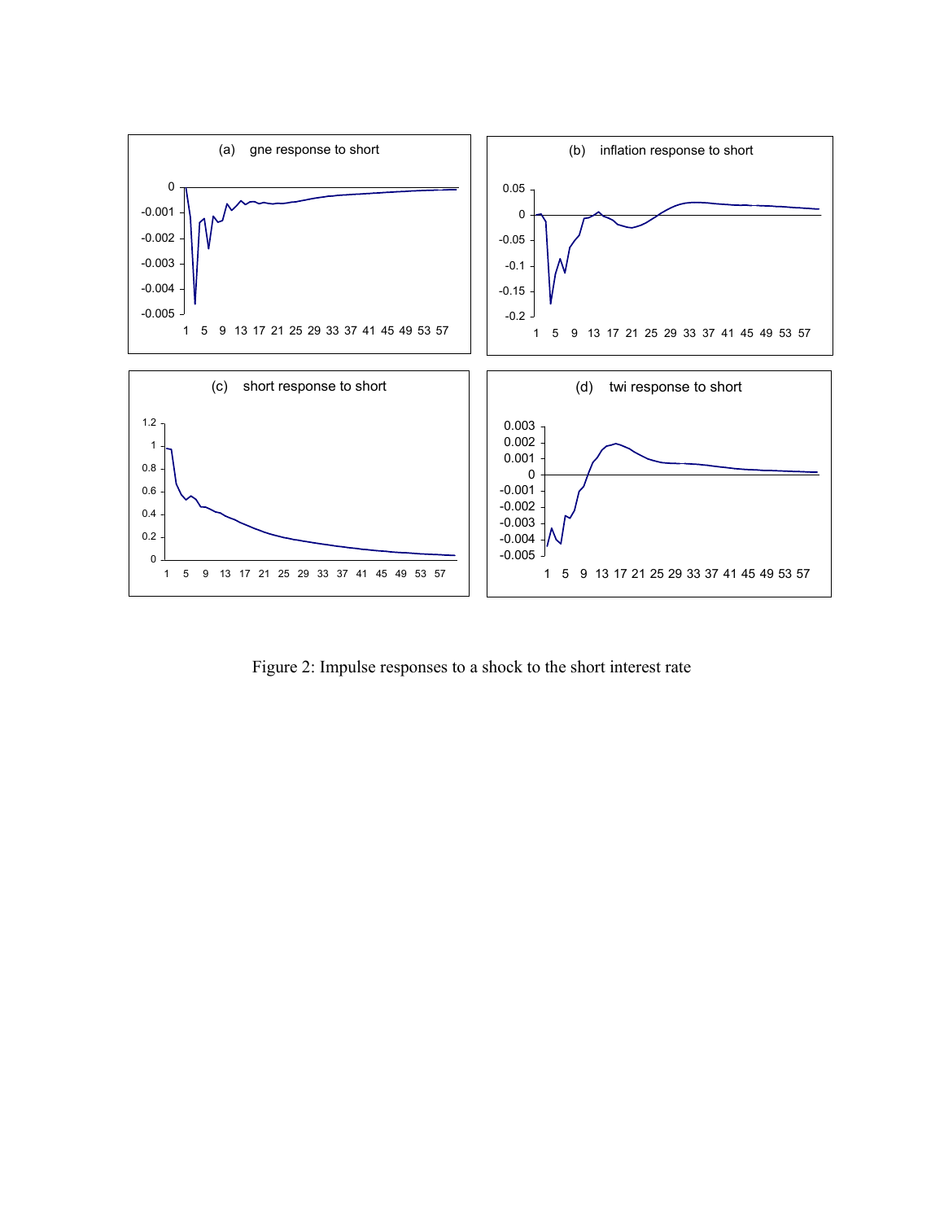(a) gne response to short

(b) inflation response to short

(c) short response to short

(d) twi response to short

Figure 2: Impulse responses to a shock to the short interest rate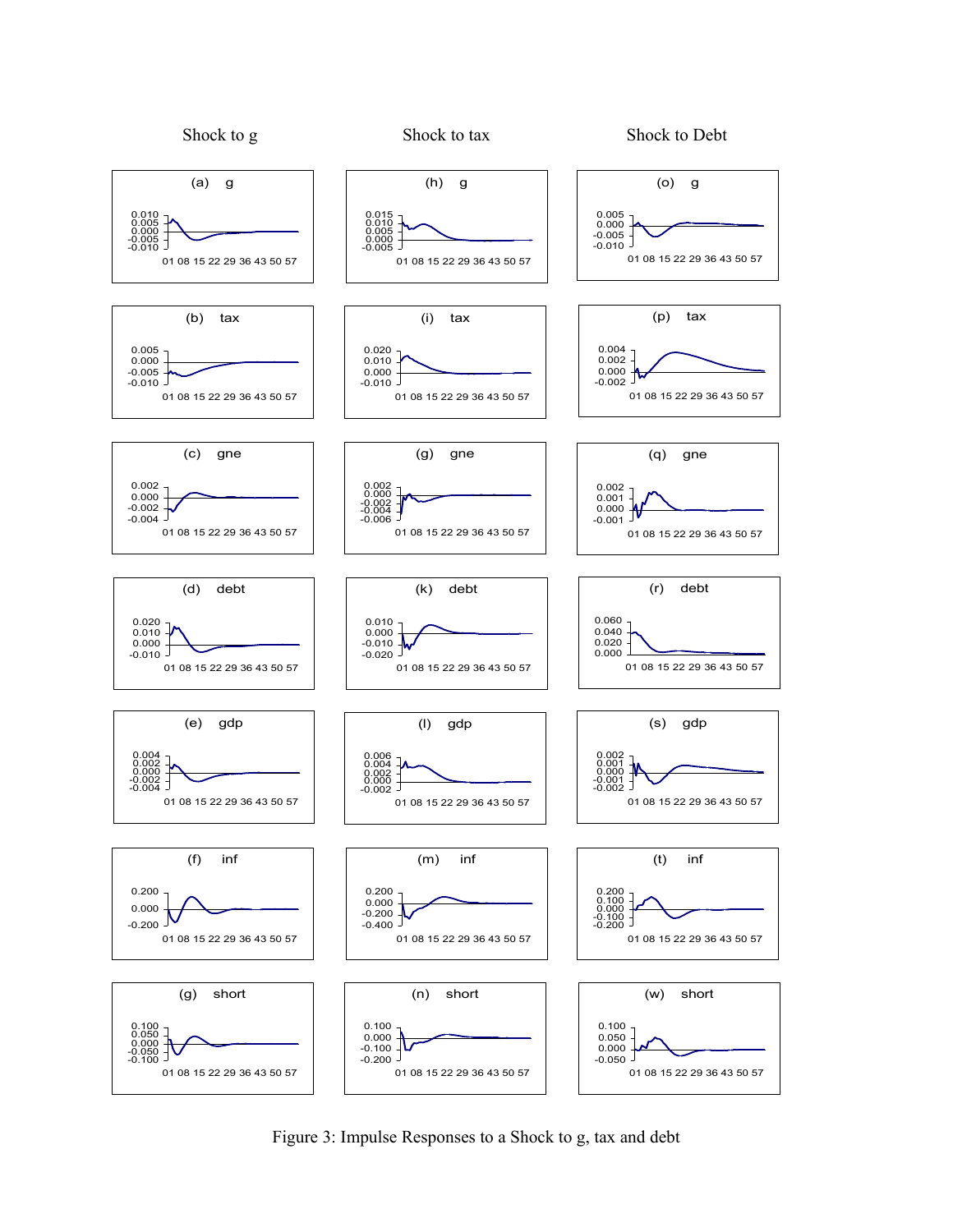Shock to g | Shock to tax | Shock to Debt

Figure 3: Impulse Responses to a Shock to g, tax and debt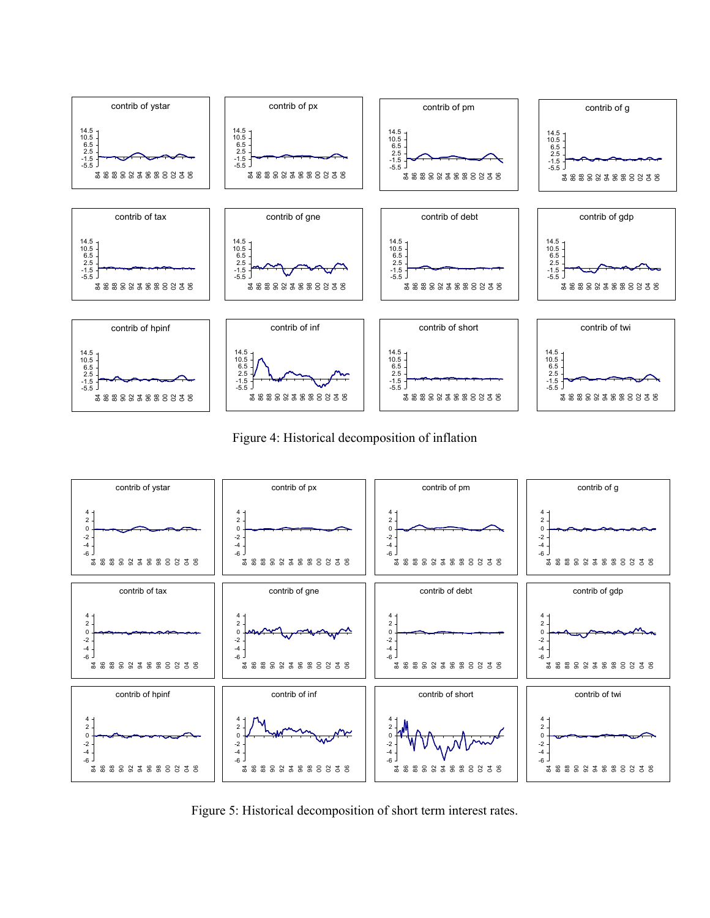Figure 4: Historical decomposition of inflation

Figure 5: Historical decomposition of short term interest rates.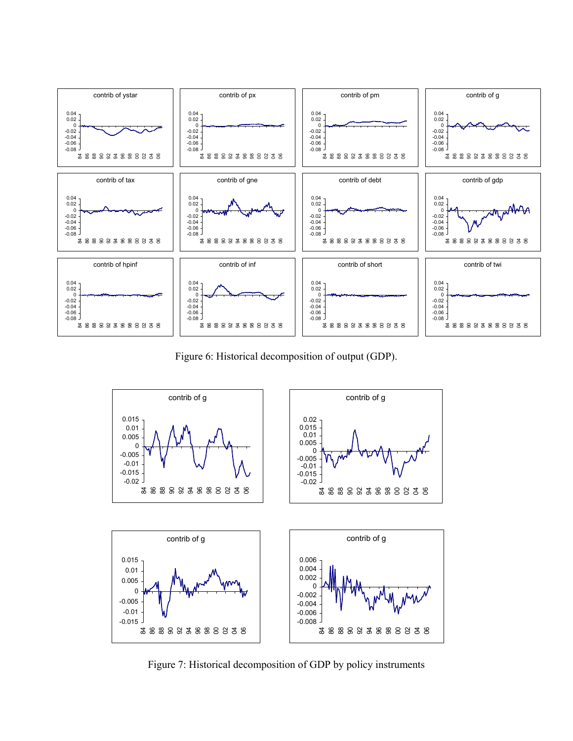Figure 6: Historical decomposition of output (GDP).

Figure 7: Historical decomposition of GDP by policy instruments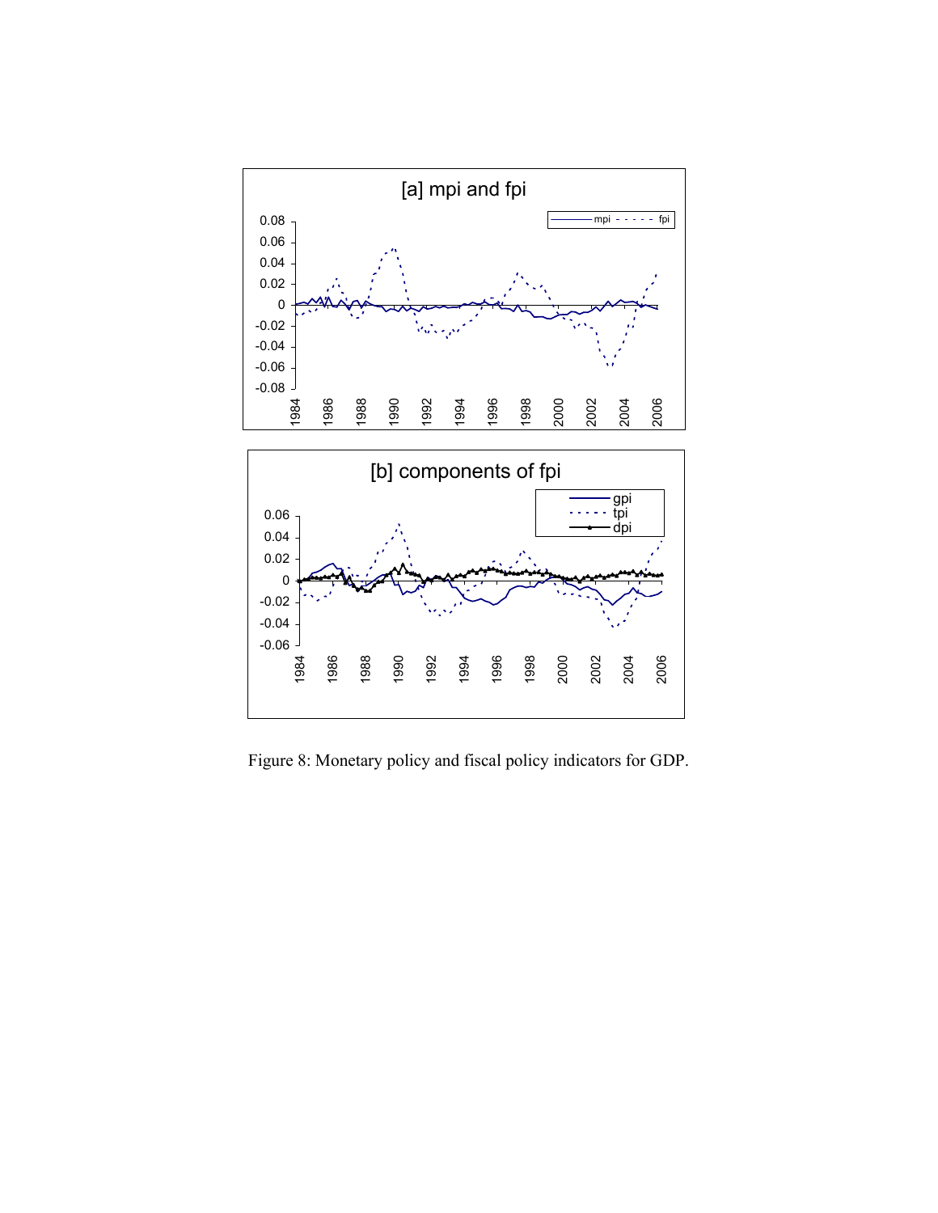[a] mpi and fpi

mpi fpi

0.08
0.06
0.04
0.02
0
-0.02
-0.04
-0.06
-0.08

1984 1986 1988 1990 1992 1994 1996 1998 2000 2002 2004 2006

[b] components of fpi

gpi
tpi
dpi

0.06
0.04
0.02
0
-0.02
-0.04
-0.06

1984 1986 1988 1990 1992 1994 1996 1998 2000 2002 2004 2006

Figure 8: Monetary policy and fiscal policy indicators for GDP.